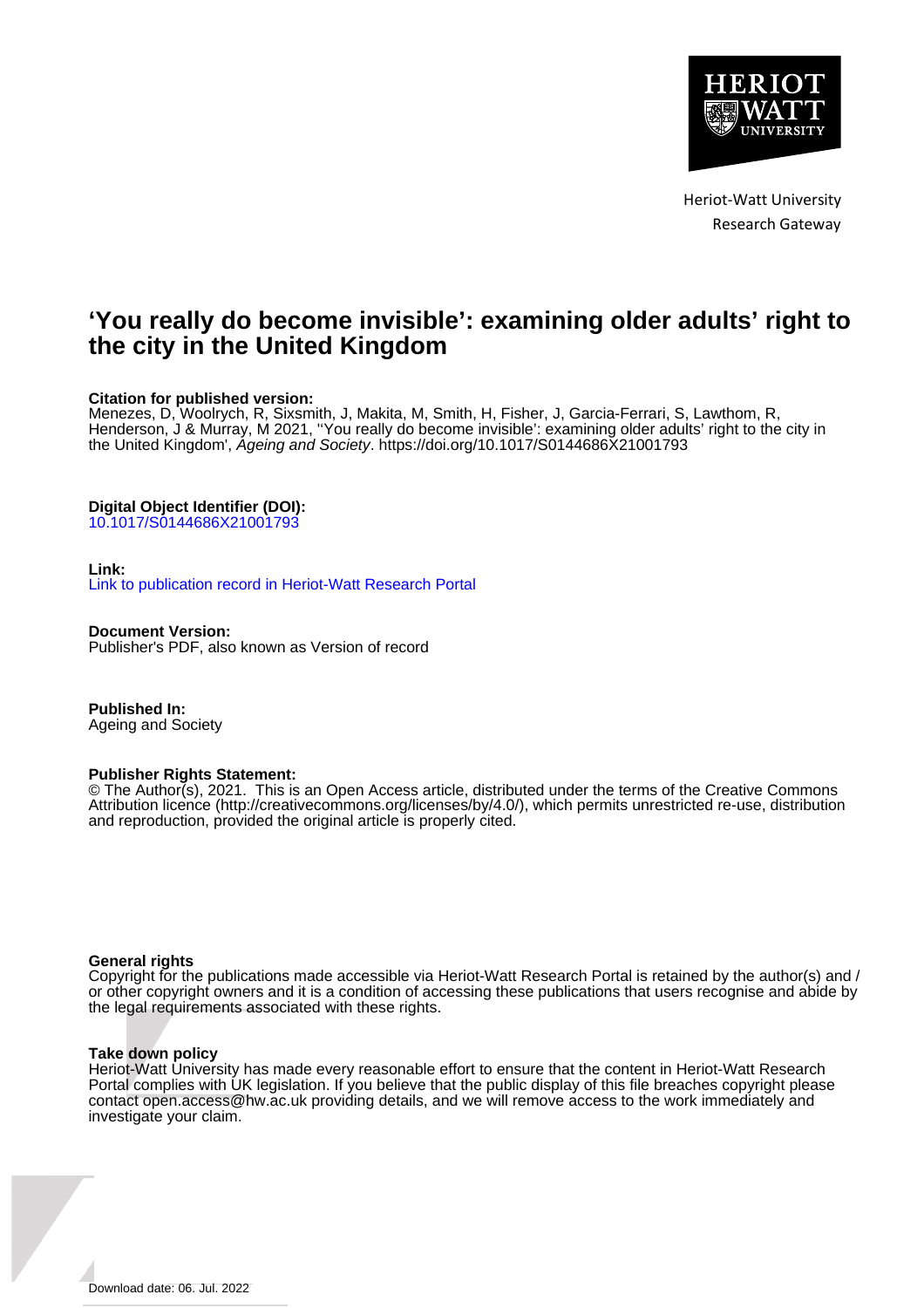Heriot-Watt University
Research Gateway

# 'You really do become invisible': examining older adults' right to the city in the United Kingdom

**Citation for published version:**
Menezes, D, Woolrych, R, Sixsmith, J, Makita, M, Smith, H, Fisher, J, Garcia-Ferrari, S, Lawthom, R, Henderson, J & Murray, M 2021, ''You really do become invisible': examining older adults' right to the city in the United Kingdom', *Ageing and Society*. https://doi.org/10.1017/S0144686X21001793

**Digital Object Identifier (DOI):**
10.1017/S0144686X21001793

**Link:**
Link to publication record in Heriot-Watt Research Portal

**Document Version:**
Publisher's PDF, also known as Version of record

**Published In:**
Ageing and Society

**Publisher Rights Statement:**
© The Author(s), 2021. This is an Open Access article, distributed under the terms of the Creative Commons Attribution licence (http://creativecommons.org/licenses/by/4.0/), which permits unrestricted re-use, distribution and reproduction, provided the original article is properly cited.

**General rights**
Copyright for the publications made accessible via Heriot-Watt Research Portal is retained by the author(s) and / or other copyright owners and it is a condition of accessing these publications that users recognise and abide by the legal requirements associated with these rights.

**Take down policy**
Heriot-Watt University has made every reasonable effort to ensure that the content in Heriot-Watt Research Portal complies with UK legislation. If you believe that the public display of this file breaches copyright please contact open.access@hw.ac.uk providing details, and we will remove access to the work immediately and investigate your claim.

Download date: 06. Jul. 2022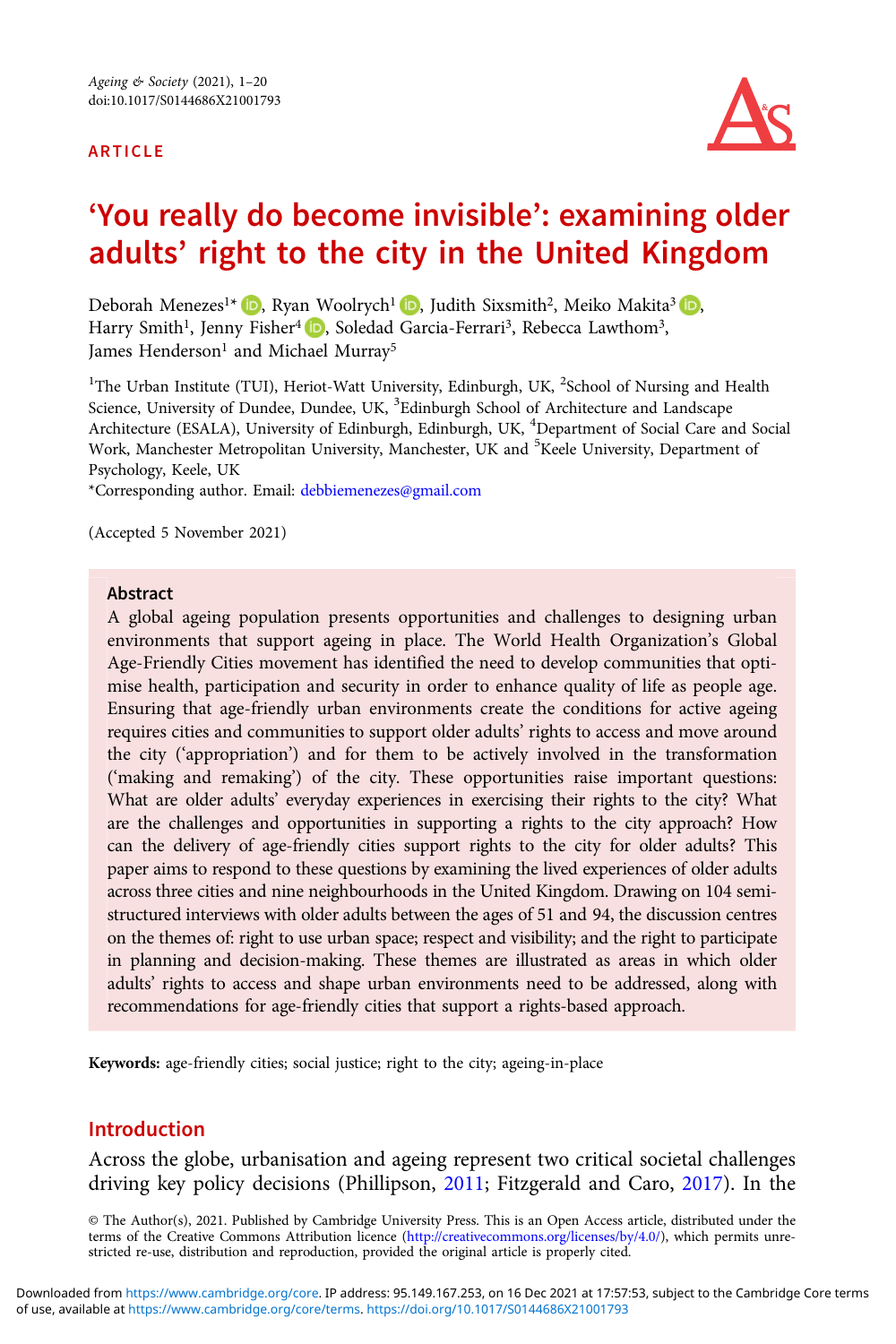# 'You really do become invisible': examining older adults' right to the city in the United Kingdom

Deborah Menezes[1*], Ryan Woolrych[1], Judith Sixsmith[2], Meiko Makita[3], Harry Smith[1], Jenny Fisher[4], Soledad Garcia-Ferrari[3], Rebecca Lawthom[3], James Henderson[1] and Michael Murray[5]

[1]The Urban Institute (TUI), Heriot-Watt University, Edinburgh, UK, [2]School of Nursing and Health Science, University of Dundee, Dundee, UK, [3]Edinburgh School of Architecture and Landscape Architecture (ESALA), University of Edinburgh, Edinburgh, UK, [4]Department of Social Care and Social Work, Manchester Metropolitan University, Manchester, UK and [5]Keele University, Department of Psychology, Keele, UK

*Corresponding author. Email: debbiemenezes@gmail.com

(Accepted 5 November 2021)

## Abstract

A global ageing population presents opportunities and challenges to designing urban environments that support ageing in place. The World Health Organization's Global Age-Friendly Cities movement has identified the need to develop communities that optimise health, participation and security in order to enhance quality of life as people age. Ensuring that age-friendly urban environments create the conditions for active ageing requires cities and communities to support older adults' rights to access and move around the city ('appropriation') and for them to be actively involved in the transformation ('making and remaking') of the city. These opportunities raise important questions: What are older adults' everyday experiences in exercising their rights to the city? What are the challenges and opportunities in supporting a rights to the city approach? How can the delivery of age-friendly cities support rights to the city for older adults? This paper aims to respond to these questions by examining the lived experiences of older adults across three cities and nine neighbourhoods in the United Kingdom. Drawing on 104 semi-structured interviews with older adults between the ages of 51 and 94, the discussion centres on the themes of: right to use urban space; respect and visibility; and the right to participate in planning and decision-making. These themes are illustrated as areas in which older adults' rights to access and shape urban environments need to be addressed, along with recommendations for age-friendly cities that support a rights-based approach.

**Keywords:** age-friendly cities; social justice; right to the city; ageing-in-place

## Introduction

Across the globe, urbanisation and ageing represent two critical societal challenges driving key policy decisions (Phillipson, 2011; Fitzgerald and Caro, 2017). In the

© The Author(s), 2021. Published by Cambridge University Press. This is an Open Access article, distributed under the terms of the Creative Commons Attribution licence (http://creativecommons.org/licenses/by/4.0/), which permits unrestricted re-use, distribution and reproduction, provided the original article is properly cited.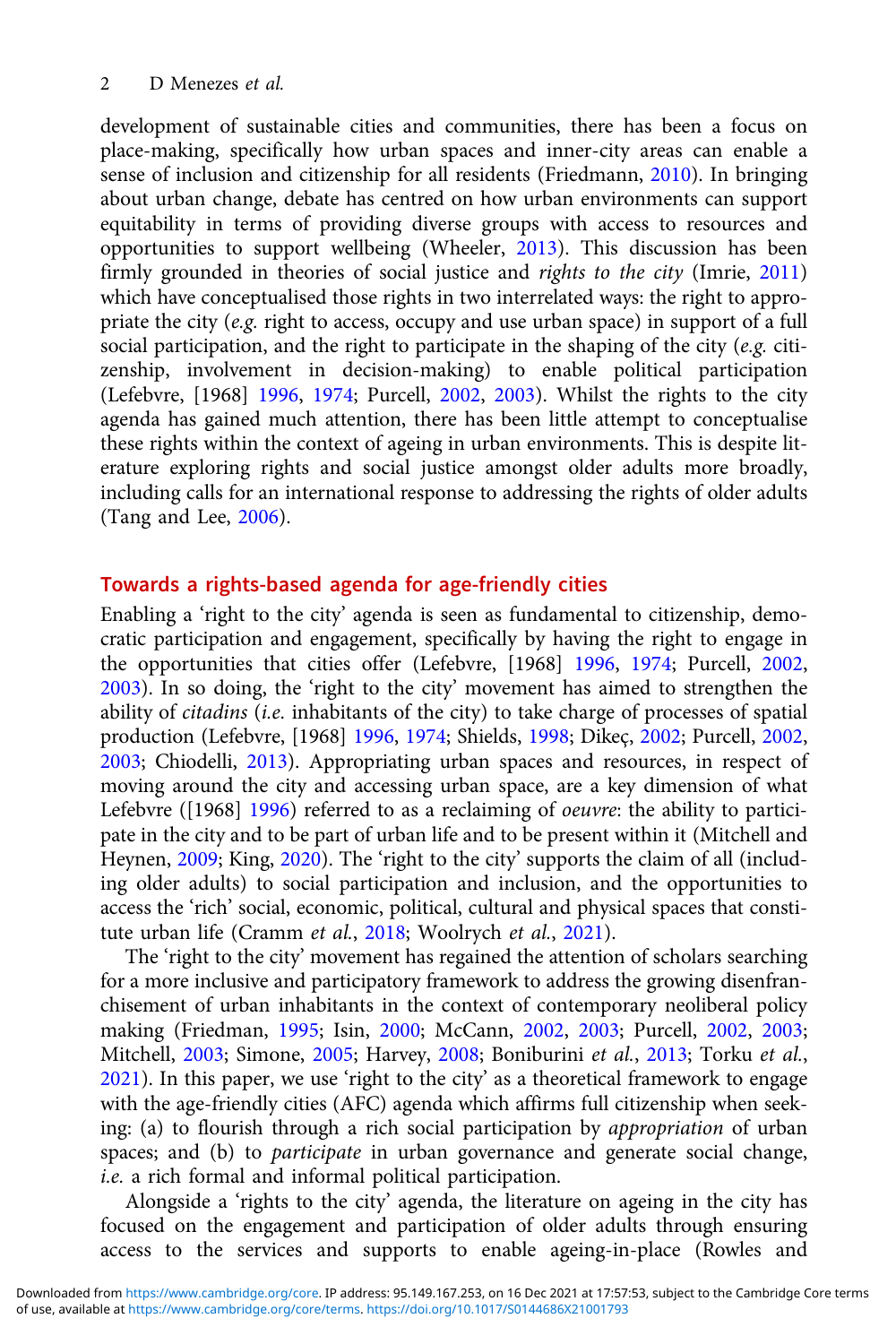development of sustainable cities and communities, there has been a focus on place-making, specifically how urban spaces and inner-city areas can enable a sense of inclusion and citizenship for all residents (Friedmann, 2010). In bringing about urban change, debate has centred on how urban environments can support equitability in terms of providing diverse groups with access to resources and opportunities to support wellbeing (Wheeler, 2013). This discussion has been firmly grounded in theories of social justice and *rights to the city* (Imrie, 2011) which have conceptualised those rights in two interrelated ways: the right to appropriate the city (*e.g.* right to access, occupy and use urban space) in support of a full social participation, and the right to participate in the shaping of the city (*e.g.* citizenship, involvement in decision-making) to enable political participation (Lefebvre, [1968] 1996, 1974; Purcell, 2002, 2003). Whilst the rights to the city agenda has gained much attention, there has been little attempt to conceptualise these rights within the context of ageing in urban environments. This is despite literature exploring rights and social justice amongst older adults more broadly, including calls for an international response to addressing the rights of older adults (Tang and Lee, 2006).

## Towards a rights-based agenda for age-friendly cities

Enabling a 'right to the city' agenda is seen as fundamental to citizenship, democratic participation and engagement, specifically by having the right to engage in the opportunities that cities offer (Lefebvre, [1968] 1996, 1974; Purcell, 2002, 2003). In so doing, the 'right to the city' movement has aimed to strengthen the ability of *citadins* (*i.e.* inhabitants of the city) to take charge of processes of spatial production (Lefebvre, [1968] 1996, 1974; Shields, 1998; Dikeç, 2002; Purcell, 2002, 2003; Chiodelli, 2013). Appropriating urban spaces and resources, in respect of moving around the city and accessing urban space, are a key dimension of what Lefebvre ([1968] 1996) referred to as a reclaiming of *oeuvre*: the ability to participate in the city and to be part of urban life and to be present within it (Mitchell and Heynen, 2009; King, 2020). The 'right to the city' supports the claim of all (including older adults) to social participation and inclusion, and the opportunities to access the 'rich' social, economic, political, cultural and physical spaces that constitute urban life (Cramm *et al.*, 2018; Woolrych *et al.*, 2021).

The 'right to the city' movement has regained the attention of scholars searching for a more inclusive and participatory framework to address the growing disenfranchisement of urban inhabitants in the context of contemporary neoliberal policy making (Friedman, 1995; Isin, 2000; McCann, 2002, 2003; Purcell, 2002, 2003; Mitchell, 2003; Simone, 2005; Harvey, 2008; Boniburini *et al.*, 2013; Torku *et al.*, 2021). In this paper, we use 'right to the city' as a theoretical framework to engage with the age-friendly cities (AFC) agenda which affirms full citizenship when seeking: (a) to flourish through a rich social participation by *appropriation* of urban spaces; and (b) to *participate* in urban governance and generate social change, *i.e.* a rich formal and informal political participation.

Alongside a 'rights to the city' agenda, the literature on ageing in the city has focused on the engagement and participation of older adults through ensuring access to the services and supports to enable ageing-in-place (Rowles and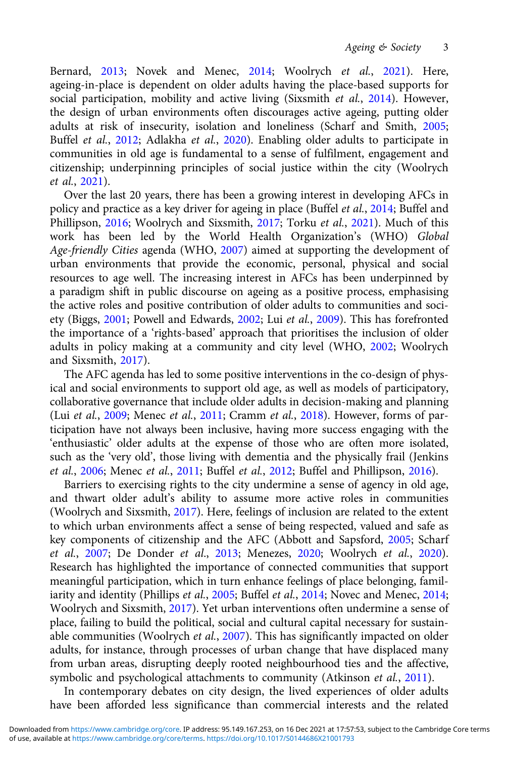Bernard, 2013; Novek and Menec, 2014; Woolrych *et al.*, 2021). Here, ageing-in-place is dependent on older adults having the place-based supports for social participation, mobility and active living (Sixsmith *et al.*, 2014). However, the design of urban environments often discourages active ageing, putting older adults at risk of insecurity, isolation and loneliness (Scharf and Smith, 2005; Buffel *et al.*, 2012; Adlakha *et al.*, 2020). Enabling older adults to participate in communities in old age is fundamental to a sense of fulfilment, engagement and citizenship; underpinning principles of social justice within the city (Woolrych *et al.*, 2021).

Over the last 20 years, there has been a growing interest in developing AFCs in policy and practice as a key driver for ageing in place (Buffel *et al.*, 2014; Buffel and Phillipson, 2016; Woolrych and Sixsmith, 2017; Torku *et al.*, 2021). Much of this work has been led by the World Health Organization's (WHO) *Global Age-friendly Cities* agenda (WHO, 2007) aimed at supporting the development of urban environments that provide the economic, personal, physical and social resources to age well. The increasing interest in AFCs has been underpinned by a paradigm shift in public discourse on ageing as a positive process, emphasising the active roles and positive contribution of older adults to communities and society (Biggs, 2001; Powell and Edwards, 2002; Lui *et al.*, 2009). This has forefronted the importance of a 'rights-based' approach that prioritises the inclusion of older adults in policy making at a community and city level (WHO, 2002; Woolrych and Sixsmith, 2017).

The AFC agenda has led to some positive interventions in the co-design of physical and social environments to support old age, as well as models of participatory, collaborative governance that include older adults in decision-making and planning (Lui *et al.*, 2009; Menec *et al.*, 2011; Cramm *et al.*, 2018). However, forms of participation have not always been inclusive, having more success engaging with the 'enthusiastic' older adults at the expense of those who are often more isolated, such as the 'very old', those living with dementia and the physically frail (Jenkins *et al.*, 2006; Menec *et al.*, 2011; Buffel *et al.*, 2012; Buffel and Phillipson, 2016).

Barriers to exercising rights to the city undermine a sense of agency in old age, and thwart older adult's ability to assume more active roles in communities (Woolrych and Sixsmith, 2017). Here, feelings of inclusion are related to the extent to which urban environments affect a sense of being respected, valued and safe as key components of citizenship and the AFC (Abbott and Sapsford, 2005; Scharf *et al.*, 2007; De Donder *et al.*, 2013; Menezes, 2020; Woolrych *et al.*, 2020). Research has highlighted the importance of connected communities that support meaningful participation, which in turn enhance feelings of place belonging, familiarity and identity (Phillips *et al.*, 2005; Buffel *et al.*, 2014; Novec and Menec, 2014; Woolrych and Sixsmith, 2017). Yet urban interventions often undermine a sense of place, failing to build the political, social and cultural capital necessary for sustainable communities (Woolrych *et al.*, 2007). This has significantly impacted on older adults, for instance, through processes of urban change that have displaced many from urban areas, disrupting deeply rooted neighbourhood ties and the affective, symbolic and psychological attachments to community (Atkinson *et al.*, 2011).

In contemporary debates on city design, the lived experiences of older adults have been afforded less significance than commercial interests and the related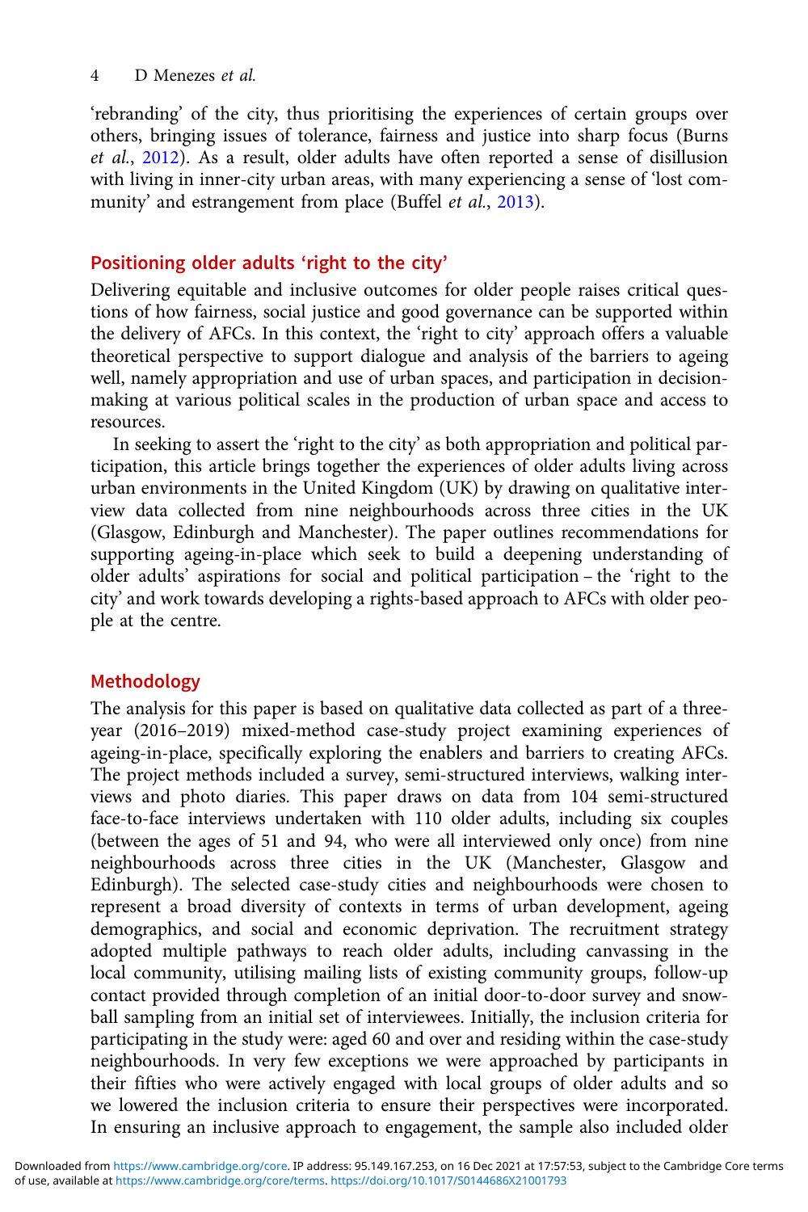'rebranding' of the city, thus prioritising the experiences of certain groups over others, bringing issues of tolerance, fairness and justice into sharp focus (Burns *et al.*, 2012). As a result, older adults have often reported a sense of disillusion with living in inner-city urban areas, with many experiencing a sense of 'lost community' and estrangement from place (Buffel *et al.*, 2013).

## Positioning older adults 'right to the city'

Delivering equitable and inclusive outcomes for older people raises critical questions of how fairness, social justice and good governance can be supported within the delivery of AFCs. In this context, the 'right to city' approach offers a valuable theoretical perspective to support dialogue and analysis of the barriers to ageing well, namely appropriation and use of urban spaces, and participation in decision-making at various political scales in the production of urban space and access to resources.

In seeking to assert the 'right to the city' as both appropriation and political participation, this article brings together the experiences of older adults living across urban environments in the United Kingdom (UK) by drawing on qualitative interview data collected from nine neighbourhoods across three cities in the UK (Glasgow, Edinburgh and Manchester). The paper outlines recommendations for supporting ageing-in-place which seek to build a deepening understanding of older adults' aspirations for social and political participation – the 'right to the city' and work towards developing a rights-based approach to AFCs with older people at the centre.

## Methodology

The analysis for this paper is based on qualitative data collected as part of a three-year (2016–2019) mixed-method case-study project examining experiences of ageing-in-place, specifically exploring the enablers and barriers to creating AFCs. The project methods included a survey, semi-structured interviews, walking interviews and photo diaries. This paper draws on data from 104 semi-structured face-to-face interviews undertaken with 110 older adults, including six couples (between the ages of 51 and 94, who were all interviewed only once) from nine neighbourhoods across three cities in the UK (Manchester, Glasgow and Edinburgh). The selected case-study cities and neighbourhoods were chosen to represent a broad diversity of contexts in terms of urban development, ageing demographics, and social and economic deprivation. The recruitment strategy adopted multiple pathways to reach older adults, including canvassing in the local community, utilising mailing lists of existing community groups, follow-up contact provided through completion of an initial door-to-door survey and snowball sampling from an initial set of interviewees. Initially, the inclusion criteria for participating in the study were: aged 60 and over and residing within the case-study neighbourhoods. In very few exceptions we were approached by participants in their fifties who were actively engaged with local groups of older adults and so we lowered the inclusion criteria to ensure their perspectives were incorporated. In ensuring an inclusive approach to engagement, the sample also included older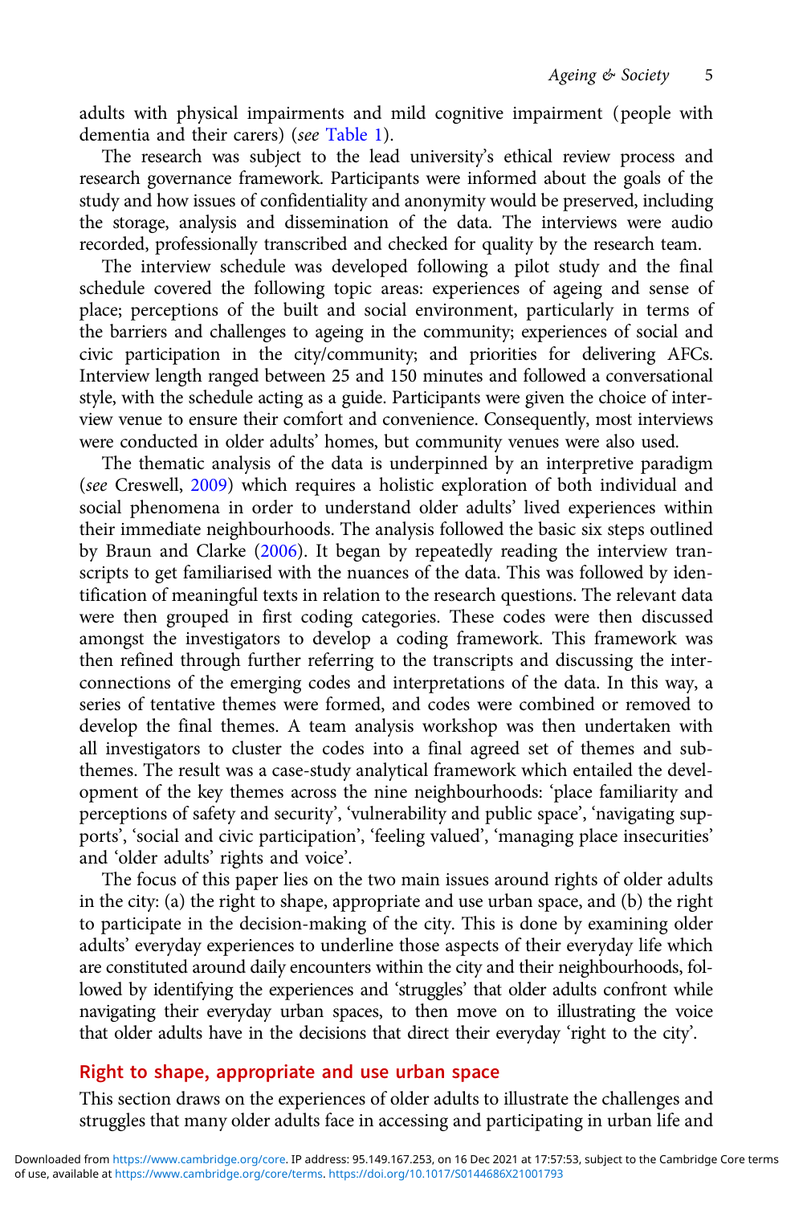adults with physical impairments and mild cognitive impairment (people with dementia and their carers) (*see* Table 1).

The research was subject to the lead university's ethical review process and research governance framework. Participants were informed about the goals of the study and how issues of confidentiality and anonymity would be preserved, including the storage, analysis and dissemination of the data. The interviews were audio recorded, professionally transcribed and checked for quality by the research team.

The interview schedule was developed following a pilot study and the final schedule covered the following topic areas: experiences of ageing and sense of place; perceptions of the built and social environment, particularly in terms of the barriers and challenges to ageing in the community; experiences of social and civic participation in the city/community; and priorities for delivering AFCs. Interview length ranged between 25 and 150 minutes and followed a conversational style, with the schedule acting as a guide. Participants were given the choice of interview venue to ensure their comfort and convenience. Consequently, most interviews were conducted in older adults' homes, but community venues were also used.

The thematic analysis of the data is underpinned by an interpretive paradigm (*see* Creswell, 2009) which requires a holistic exploration of both individual and social phenomena in order to understand older adults' lived experiences within their immediate neighbourhoods. The analysis followed the basic six steps outlined by Braun and Clarke (2006). It began by repeatedly reading the interview transcripts to get familiarised with the nuances of the data. This was followed by identification of meaningful texts in relation to the research questions. The relevant data were then grouped in first coding categories. These codes were then discussed amongst the investigators to develop a coding framework. This framework was then refined through further referring to the transcripts and discussing the interconnections of the emerging codes and interpretations of the data. In this way, a series of tentative themes were formed, and codes were combined or removed to develop the final themes. A team analysis workshop was then undertaken with all investigators to cluster the codes into a final agreed set of themes and subthemes. The result was a case-study analytical framework which entailed the development of the key themes across the nine neighbourhoods: 'place familiarity and perceptions of safety and security', 'vulnerability and public space', 'navigating supports', 'social and civic participation', 'feeling valued', 'managing place insecurities' and 'older adults' rights and voice'.

The focus of this paper lies on the two main issues around rights of older adults in the city: (a) the right to shape, appropriate and use urban space, and (b) the right to participate in the decision-making of the city. This is done by examining older adults' everyday experiences to underline those aspects of their everyday life which are constituted around daily encounters within the city and their neighbourhoods, followed by identifying the experiences and 'struggles' that older adults confront while navigating their everyday urban spaces, to then move on to illustrating the voice that older adults have in the decisions that direct their everyday 'right to the city'.

## Right to shape, appropriate and use urban space

This section draws on the experiences of older adults to illustrate the challenges and struggles that many older adults face in accessing and participating in urban life and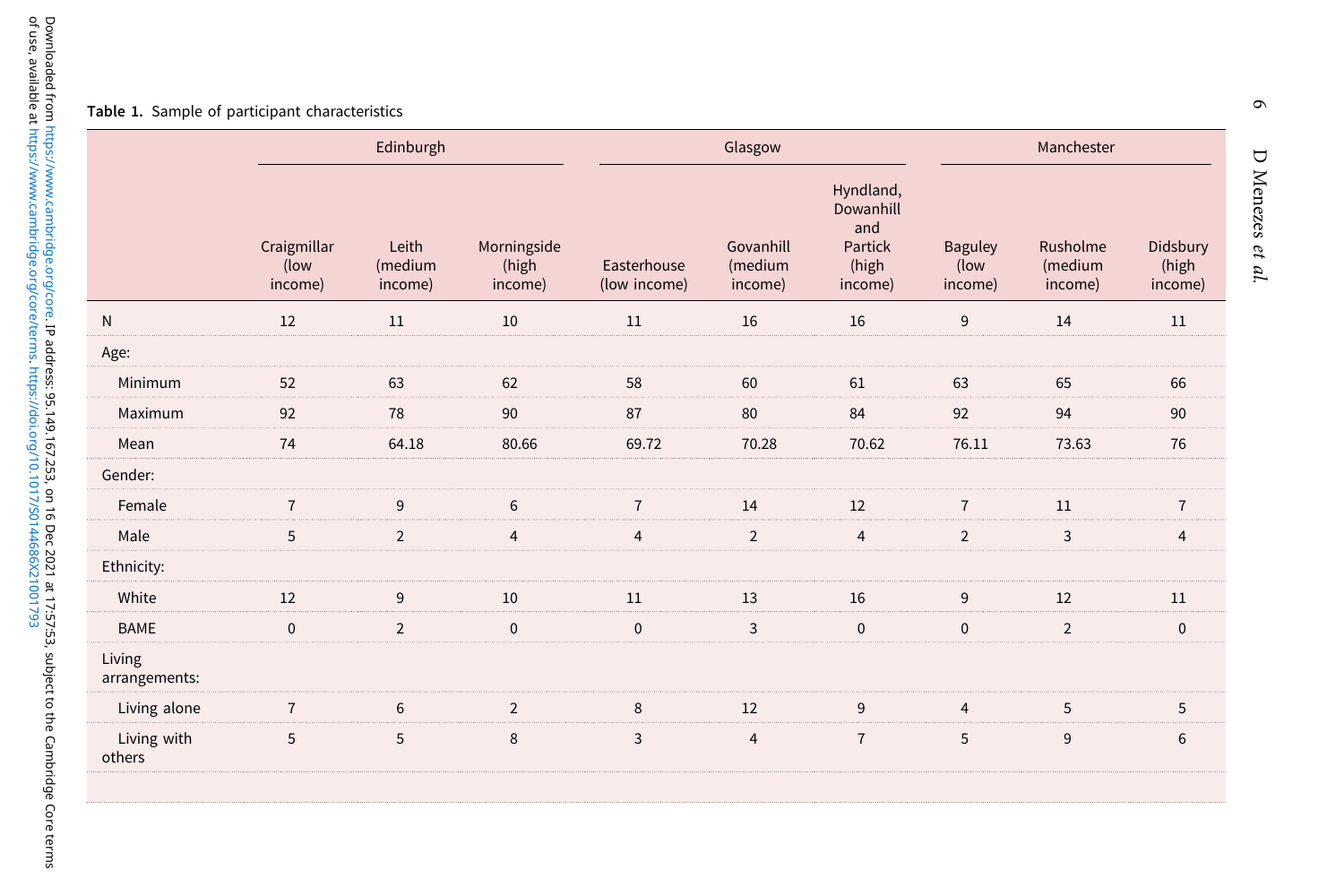**Table 1.** Sample of participant characteristics

| | Edinburgh | | | Glasgow | | | Manchester | | |
|---|---|---|---|---|---|---|---|---|---|
| | Craigmillar (low income) | Leith (medium income) | Morningside (high income) | Easterhouse (low income) | Govanhill (medium income) | Hyndland, Dowanhill and Partick (high income) | Baguley (low income) | Rusholme (medium income) | Didsbury (high income) |
| N | 12 | 11 | 10 | 11 | 16 | 16 | 9 | 14 | 11 |
| Age: | | | | | | | | | |
| Minimum | 52 | 63 | 62 | 58 | 60 | 61 | 63 | 65 | 66 |
| Maximum | 92 | 78 | 90 | 87 | 80 | 84 | 92 | 94 | 90 |
| Mean | 74 | 64.18 | 80.66 | 69.72 | 70.28 | 70.62 | 76.11 | 73.63 | 76 |
| Gender: | | | | | | | | | |
| Female | 7 | 9 | 6 | 7 | 14 | 12 | 7 | 11 | 7 |
| Male | 5 | 2 | 4 | 4 | 2 | 4 | 2 | 3 | 4 |
| Ethnicity: | | | | | | | | | |
| White | 12 | 9 | 10 | 11 | 13 | 16 | 9 | 12 | 11 |
| BAME | 0 | 2 | 0 | 0 | 3 | 0 | 0 | 2 | 0 |
| Living arrangements: | | | | | | | | | |
| Living alone | 7 | 6 | 2 | 8 | 12 | 9 | 4 | 5 | 5 |
| Living with others | 5 | 5 | 8 | 3 | 4 | 7 | 5 | 9 | 6 |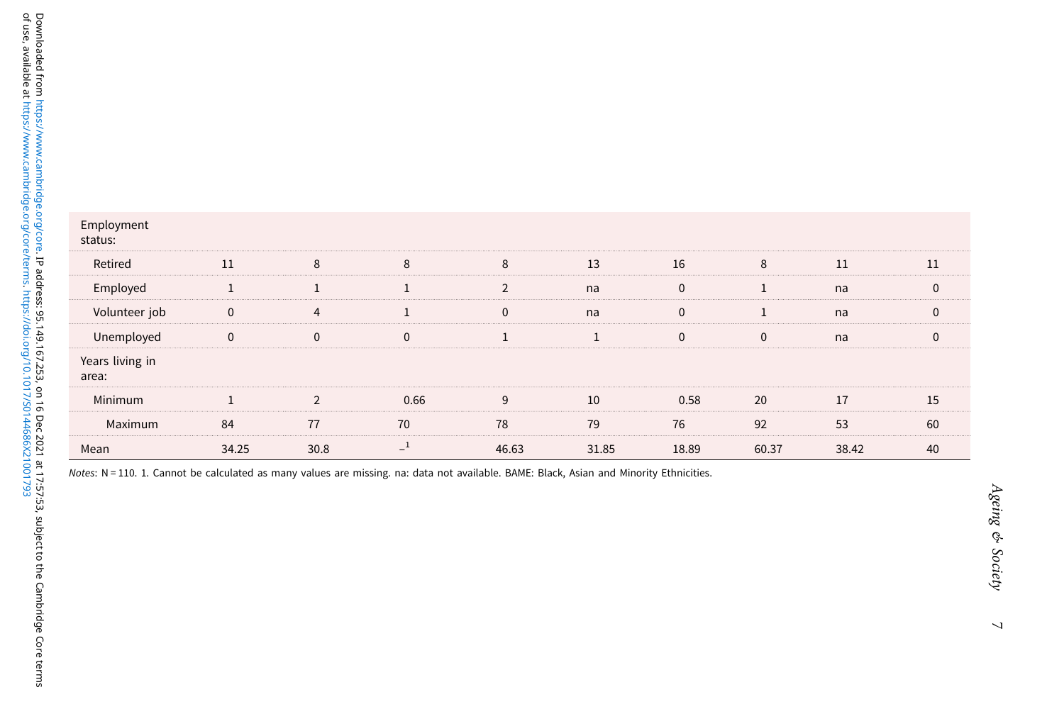| | | | | | | | | | |
|---|---|---|---|---|---|---|---|---|---|
| Employment status: | | | | | | | | | |
| Retired | 11 | 8 | 8 | 8 | 13 | 16 | 8 | 11 | 11 |
| Employed | 1 | 1 | 1 | 2 | na | 0 | 1 | na | 0 |
| Volunteer job | 0 | 4 | 1 | 0 | na | 0 | 1 | na | 0 |
| Unemployed | 0 | 0 | 0 | 1 | 1 | 0 | 0 | na | 0 |
| Years living in area: | | | | | | | | | |
| Minimum | 1 | 2 | 0.66 | 9 | 10 | 0.58 | 20 | 17 | 15 |
| Maximum | 84 | 77 | 70 | 78 | 79 | 76 | 92 | 53 | 60 |
| Mean | 34.25 | 30.8 | –[1] | 46.63 | 31.85 | 18.89 | 60.37 | 38.42 | 40 |

*Notes*: N = 110. 1. Cannot be calculated as many values are missing. na: data not available. BAME: Black, Asian and Minority Ethnicities.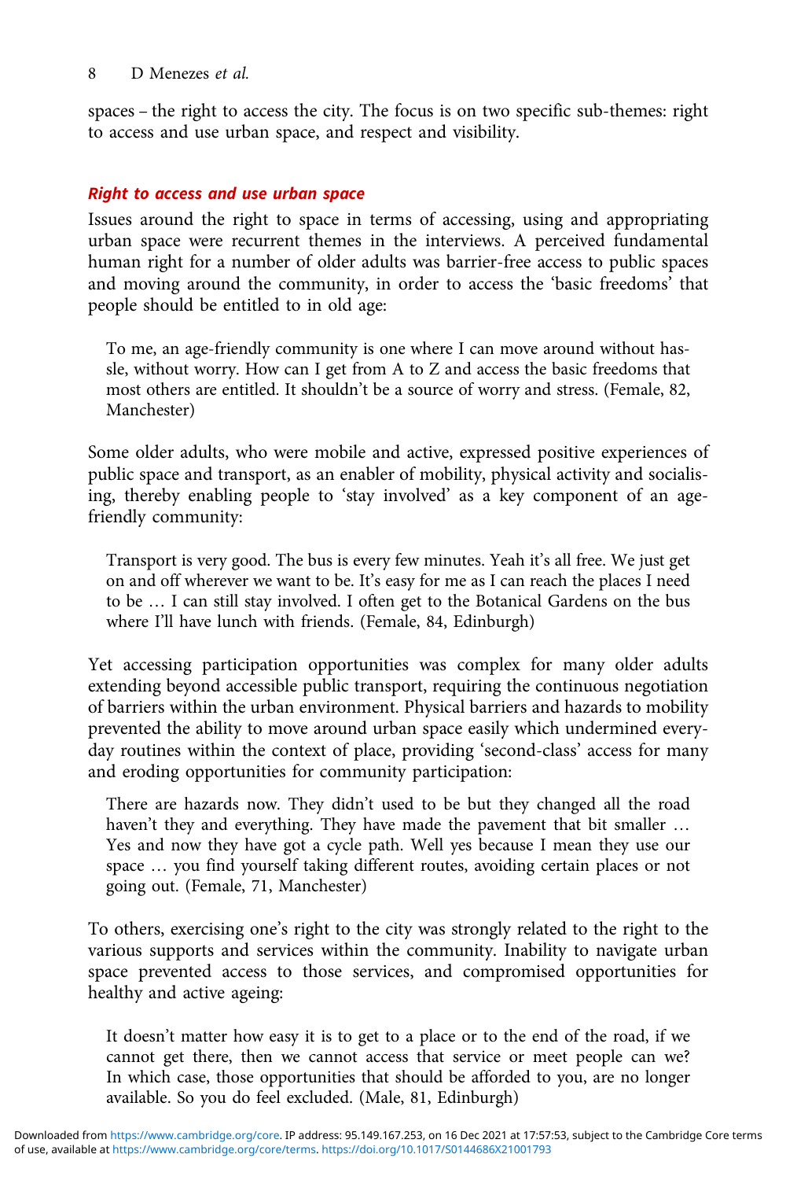spaces – the right to access the city. The focus is on two specific sub-themes: right to access and use urban space, and respect and visibility.

### *Right to access and use urban space*

Issues around the right to space in terms of accessing, using and appropriating urban space were recurrent themes in the interviews. A perceived fundamental human right for a number of older adults was barrier-free access to public spaces and moving around the community, in order to access the 'basic freedoms' that people should be entitled to in old age:

> To me, an age-friendly community is one where I can move around without hassle, without worry. How can I get from A to Z and access the basic freedoms that most others are entitled. It shouldn't be a source of worry and stress. (Female, 82, Manchester)

Some older adults, who were mobile and active, expressed positive experiences of public space and transport, as an enabler of mobility, physical activity and socialising, thereby enabling people to 'stay involved' as a key component of an age-friendly community:

> Transport is very good. The bus is every few minutes. Yeah it's all free. We just get on and off wherever we want to be. It's easy for me as I can reach the places I need to be … I can still stay involved. I often get to the Botanical Gardens on the bus where I'll have lunch with friends. (Female, 84, Edinburgh)

Yet accessing participation opportunities was complex for many older adults extending beyond accessible public transport, requiring the continuous negotiation of barriers within the urban environment. Physical barriers and hazards to mobility prevented the ability to move around urban space easily which undermined everyday routines within the context of place, providing 'second-class' access for many and eroding opportunities for community participation:

> There are hazards now. They didn't used to be but they changed all the road haven't they and everything. They have made the pavement that bit smaller … Yes and now they have got a cycle path. Well yes because I mean they use our space … you find yourself taking different routes, avoiding certain places or not going out. (Female, 71, Manchester)

To others, exercising one's right to the city was strongly related to the right to the various supports and services within the community. Inability to navigate urban space prevented access to those services, and compromised opportunities for healthy and active ageing:

> It doesn't matter how easy it is to get to a place or to the end of the road, if we cannot get there, then we cannot access that service or meet people can we? In which case, those opportunities that should be afforded to you, are no longer available. So you do feel excluded. (Male, 81, Edinburgh)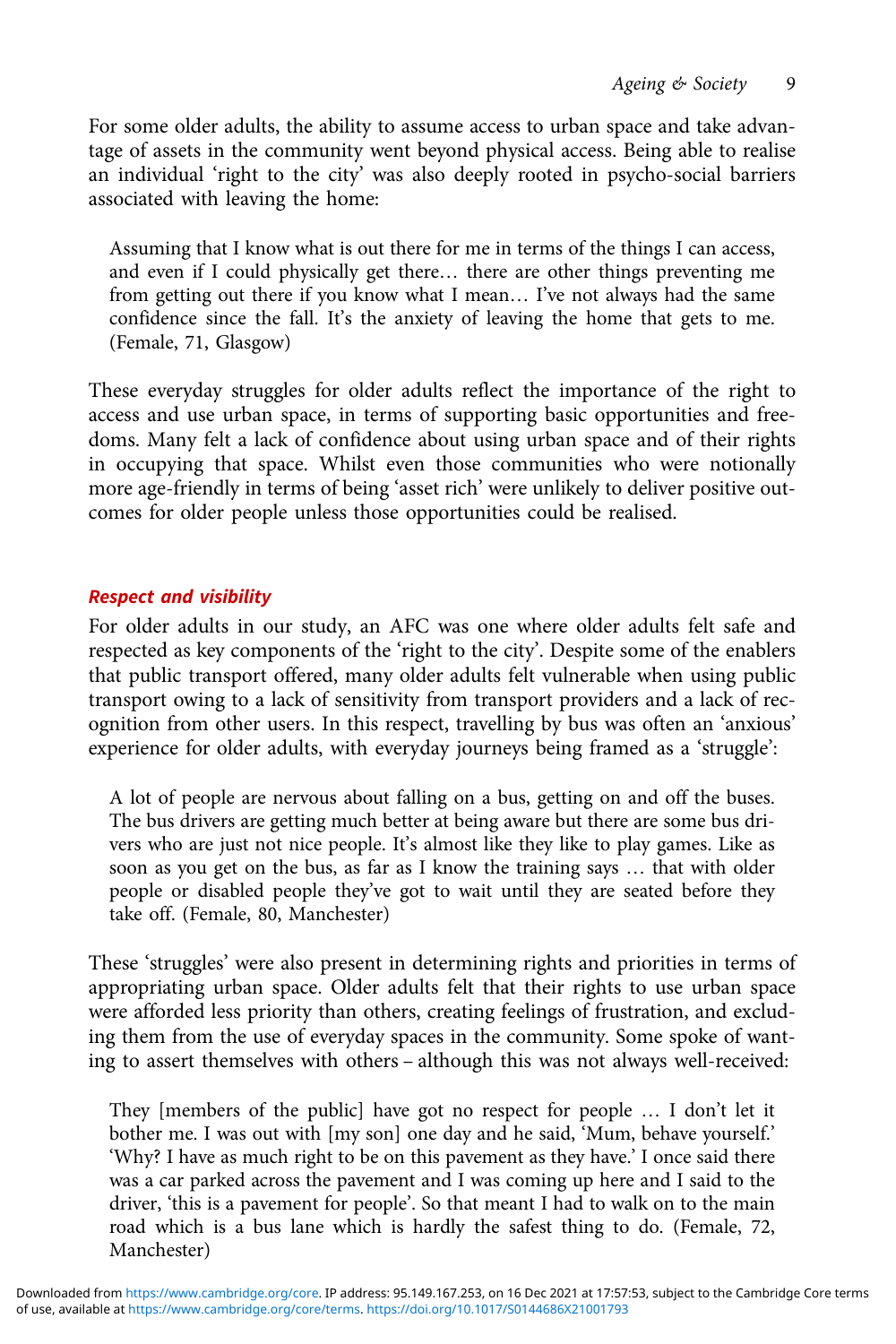For some older adults, the ability to assume access to urban space and take advantage of assets in the community went beyond physical access. Being able to realise an individual 'right to the city' was also deeply rooted in psycho-social barriers associated with leaving the home:

> Assuming that I know what is out there for me in terms of the things I can access, and even if I could physically get there… there are other things preventing me from getting out there if you know what I mean… I've not always had the same confidence since the fall. It's the anxiety of leaving the home that gets to me. (Female, 71, Glasgow)

These everyday struggles for older adults reflect the importance of the right to access and use urban space, in terms of supporting basic opportunities and freedoms. Many felt a lack of confidence about using urban space and of their rights in occupying that space. Whilst even those communities who were notionally more age-friendly in terms of being 'asset rich' were unlikely to deliver positive outcomes for older people unless those opportunities could be realised.

### *Respect and visibility*

For older adults in our study, an AFC was one where older adults felt safe and respected as key components of the 'right to the city'. Despite some of the enablers that public transport offered, many older adults felt vulnerable when using public transport owing to a lack of sensitivity from transport providers and a lack of recognition from other users. In this respect, travelling by bus was often an 'anxious' experience for older adults, with everyday journeys being framed as a 'struggle':

> A lot of people are nervous about falling on a bus, getting on and off the buses. The bus drivers are getting much better at being aware but there are some bus drivers who are just not nice people. It's almost like they like to play games. Like as soon as you get on the bus, as far as I know the training says … that with older people or disabled people they've got to wait until they are seated before they take off. (Female, 80, Manchester)

These 'struggles' were also present in determining rights and priorities in terms of appropriating urban space. Older adults felt that their rights to use urban space were afforded less priority than others, creating feelings of frustration, and excluding them from the use of everyday spaces in the community. Some spoke of wanting to assert themselves with others – although this was not always well-received:

> They [members of the public] have got no respect for people … I don't let it bother me. I was out with [my son] one day and he said, 'Mum, behave yourself.' 'Why? I have as much right to be on this pavement as they have.' I once said there was a car parked across the pavement and I was coming up here and I said to the driver, 'this is a pavement for people'. So that meant I had to walk on to the main road which is a bus lane which is hardly the safest thing to do. (Female, 72, Manchester)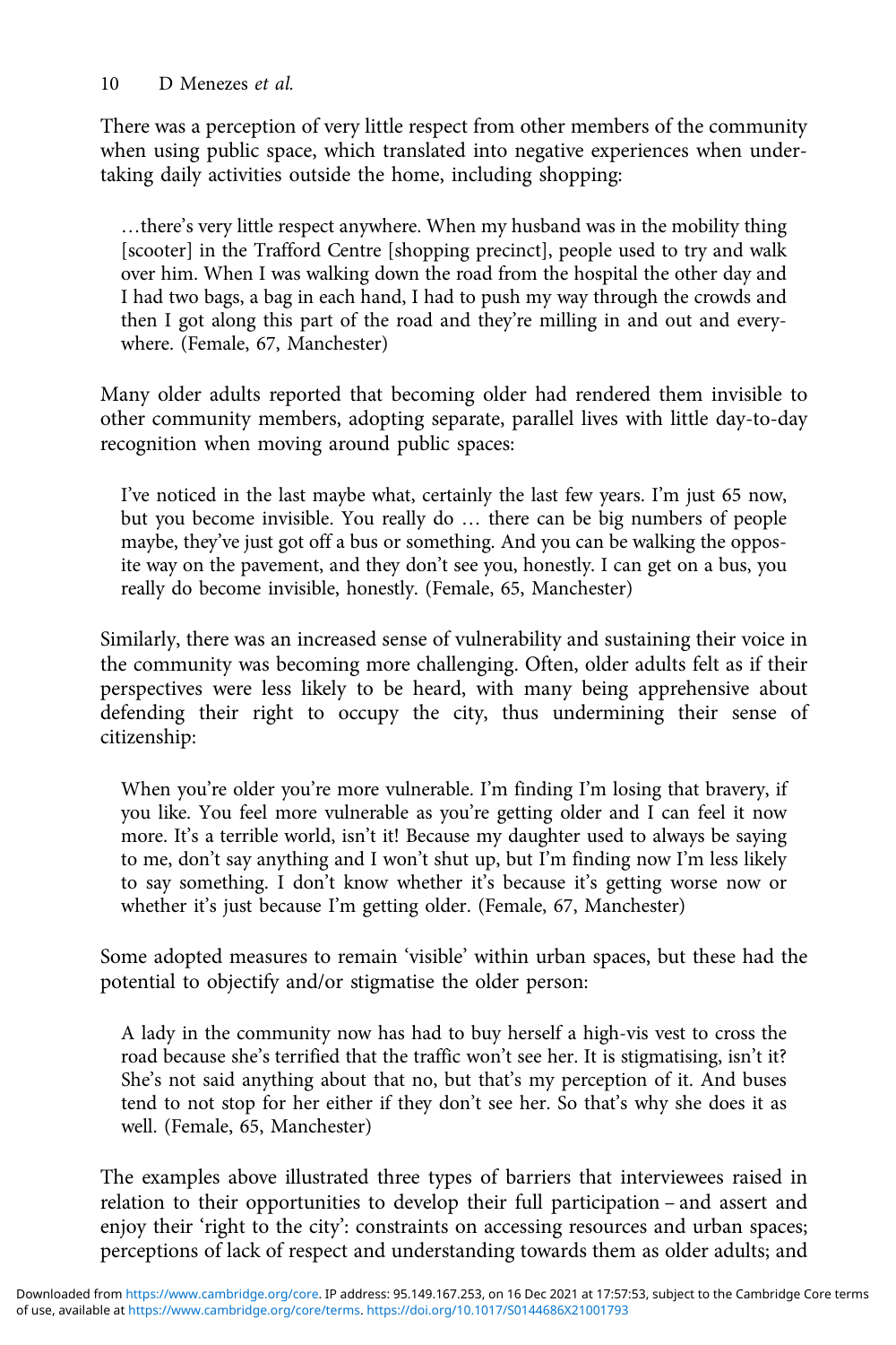There was a perception of very little respect from other members of the community when using public space, which translated into negative experiences when undertaking daily activities outside the home, including shopping:

> …there's very little respect anywhere. When my husband was in the mobility thing [scooter] in the Trafford Centre [shopping precinct], people used to try and walk over him. When I was walking down the road from the hospital the other day and I had two bags, a bag in each hand, I had to push my way through the crowds and then I got along this part of the road and they're milling in and out and everywhere. (Female, 67, Manchester)

Many older adults reported that becoming older had rendered them invisible to other community members, adopting separate, parallel lives with little day-to-day recognition when moving around public spaces:

> I've noticed in the last maybe what, certainly the last few years. I'm just 65 now, but you become invisible. You really do … there can be big numbers of people maybe, they've just got off a bus or something. And you can be walking the opposite way on the pavement, and they don't see you, honestly. I can get on a bus, you really do become invisible, honestly. (Female, 65, Manchester)

Similarly, there was an increased sense of vulnerability and sustaining their voice in the community was becoming more challenging. Often, older adults felt as if their perspectives were less likely to be heard, with many being apprehensive about defending their right to occupy the city, thus undermining their sense of citizenship:

> When you're older you're more vulnerable. I'm finding I'm losing that bravery, if you like. You feel more vulnerable as you're getting older and I can feel it now more. It's a terrible world, isn't it! Because my daughter used to always be saying to me, don't say anything and I won't shut up, but I'm finding now I'm less likely to say something. I don't know whether it's because it's getting worse now or whether it's just because I'm getting older. (Female, 67, Manchester)

Some adopted measures to remain 'visible' within urban spaces, but these had the potential to objectify and/or stigmatise the older person:

> A lady in the community now has had to buy herself a high-vis vest to cross the road because she's terrified that the traffic won't see her. It is stigmatising, isn't it? She's not said anything about that no, but that's my perception of it. And buses tend to not stop for her either if they don't see her. So that's why she does it as well. (Female, 65, Manchester)

The examples above illustrated three types of barriers that interviewees raised in relation to their opportunities to develop their full participation – and assert and enjoy their 'right to the city': constraints on accessing resources and urban spaces; perceptions of lack of respect and understanding towards them as older adults; and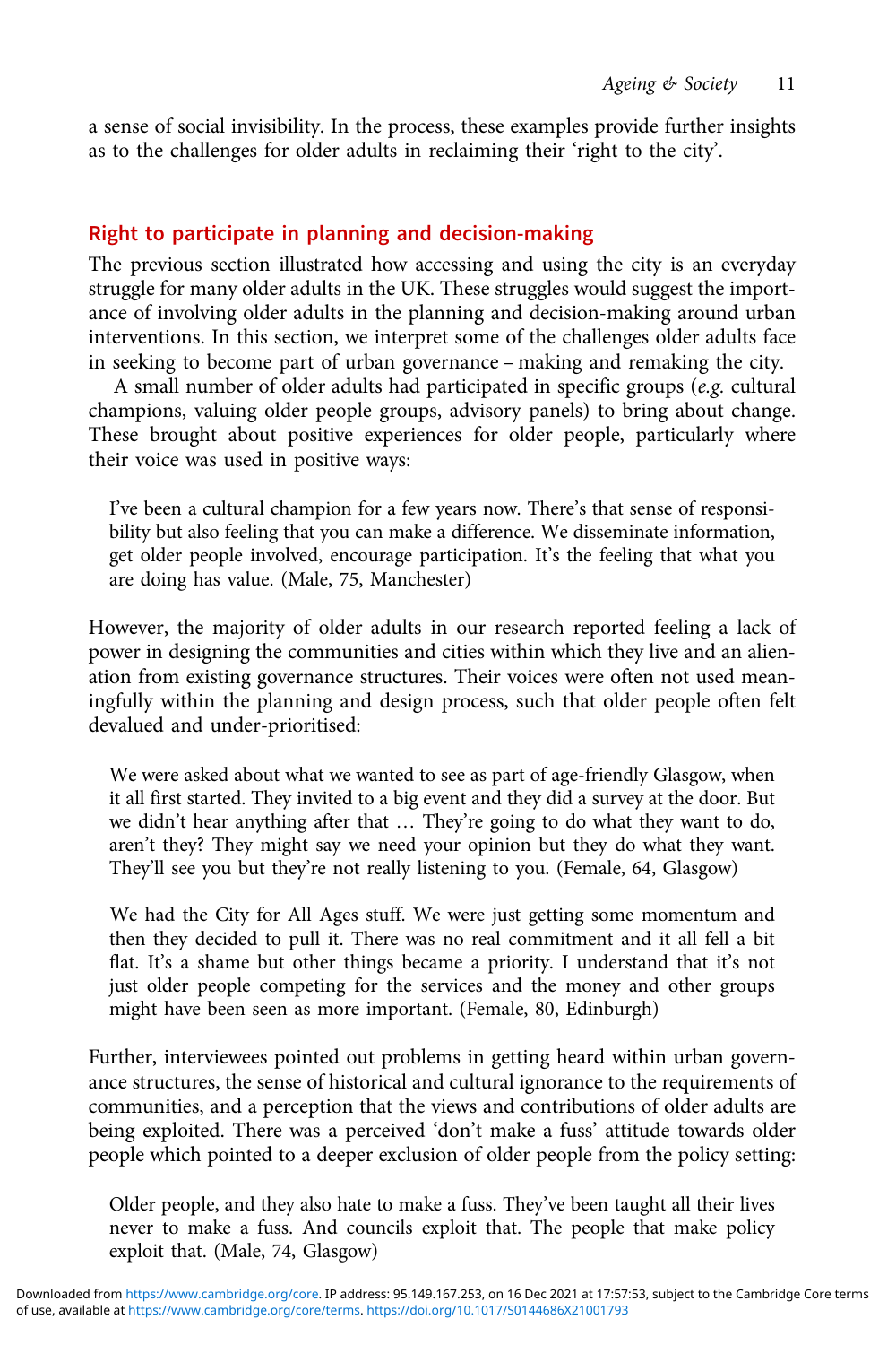a sense of social invisibility. In the process, these examples provide further insights as to the challenges for older adults in reclaiming their 'right to the city'.

## Right to participate in planning and decision-making

The previous section illustrated how accessing and using the city is an everyday struggle for many older adults in the UK. These struggles would suggest the importance of involving older adults in the planning and decision-making around urban interventions. In this section, we interpret some of the challenges older adults face in seeking to become part of urban governance – making and remaking the city.

A small number of older adults had participated in specific groups (*e.g.* cultural champions, valuing older people groups, advisory panels) to bring about change. These brought about positive experiences for older people, particularly where their voice was used in positive ways:

> I've been a cultural champion for a few years now. There's that sense of responsibility but also feeling that you can make a difference. We disseminate information, get older people involved, encourage participation. It's the feeling that what you are doing has value. (Male, 75, Manchester)

However, the majority of older adults in our research reported feeling a lack of power in designing the communities and cities within which they live and an alienation from existing governance structures. Their voices were often not used meaningfully within the planning and design process, such that older people often felt devalued and under-prioritised:

> We were asked about what we wanted to see as part of age-friendly Glasgow, when it all first started. They invited to a big event and they did a survey at the door. But we didn't hear anything after that … They're going to do what they want to do, aren't they? They might say we need your opinion but they do what they want. They'll see you but they're not really listening to you. (Female, 64, Glasgow)

> We had the City for All Ages stuff. We were just getting some momentum and then they decided to pull it. There was no real commitment and it all fell a bit flat. It's a shame but other things became a priority. I understand that it's not just older people competing for the services and the money and other groups might have been seen as more important. (Female, 80, Edinburgh)

Further, interviewees pointed out problems in getting heard within urban governance structures, the sense of historical and cultural ignorance to the requirements of communities, and a perception that the views and contributions of older adults are being exploited. There was a perceived 'don't make a fuss' attitude towards older people which pointed to a deeper exclusion of older people from the policy setting:

> Older people, and they also hate to make a fuss. They've been taught all their lives never to make a fuss. And councils exploit that. The people that make policy exploit that. (Male, 74, Glasgow)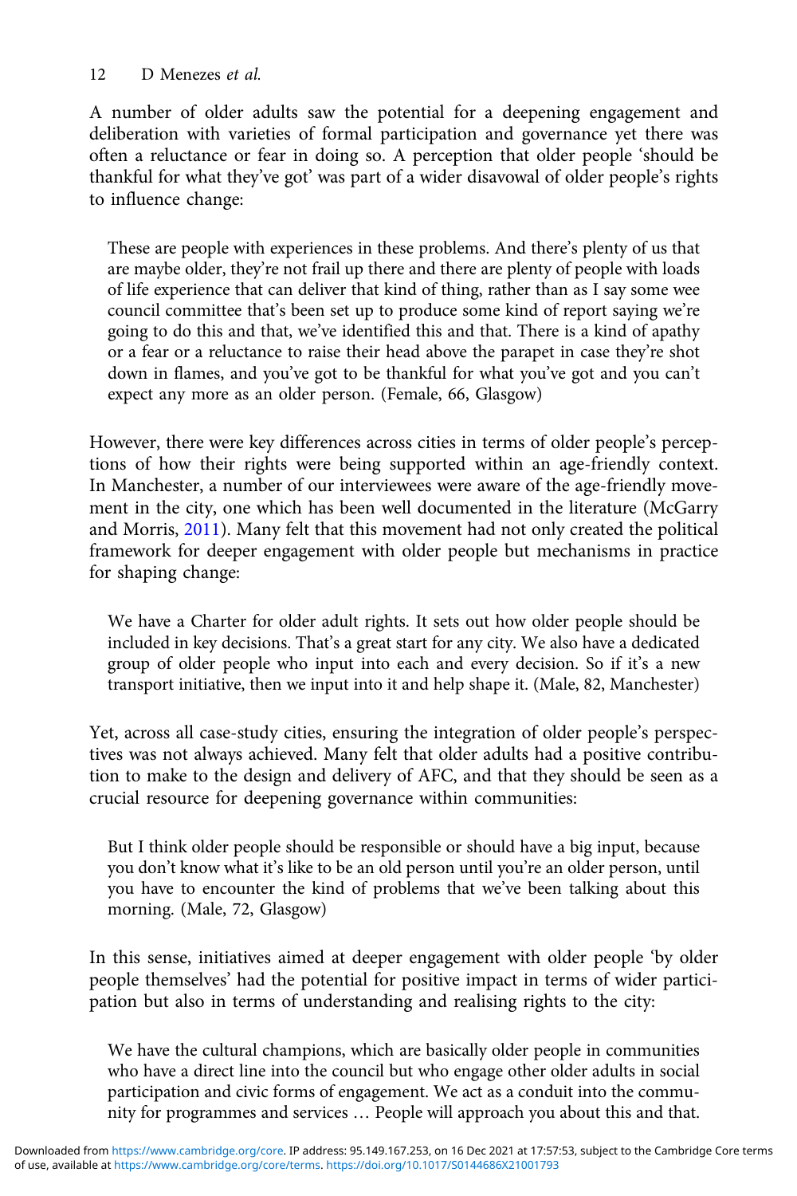A number of older adults saw the potential for a deepening engagement and deliberation with varieties of formal participation and governance yet there was often a reluctance or fear in doing so. A perception that older people 'should be thankful for what they've got' was part of a wider disavowal of older people's rights to influence change:

> These are people with experiences in these problems. And there's plenty of us that are maybe older, they're not frail up there and there are plenty of people with loads of life experience that can deliver that kind of thing, rather than as I say some wee council committee that's been set up to produce some kind of report saying we're going to do this and that, we've identified this and that. There is a kind of apathy or a fear or a reluctance to raise their head above the parapet in case they're shot down in flames, and you've got to be thankful for what you've got and you can't expect any more as an older person. (Female, 66, Glasgow)

However, there were key differences across cities in terms of older people's perceptions of how their rights were being supported within an age-friendly context. In Manchester, a number of our interviewees were aware of the age-friendly movement in the city, one which has been well documented in the literature (McGarry and Morris, 2011). Many felt that this movement had not only created the political framework for deeper engagement with older people but mechanisms in practice for shaping change:

> We have a Charter for older adult rights. It sets out how older people should be included in key decisions. That's a great start for any city. We also have a dedicated group of older people who input into each and every decision. So if it's a new transport initiative, then we input into it and help shape it. (Male, 82, Manchester)

Yet, across all case-study cities, ensuring the integration of older people's perspectives was not always achieved. Many felt that older adults had a positive contribution to make to the design and delivery of AFC, and that they should be seen as a crucial resource for deepening governance within communities:

> But I think older people should be responsible or should have a big input, because you don't know what it's like to be an old person until you're an older person, until you have to encounter the kind of problems that we've been talking about this morning. (Male, 72, Glasgow)

In this sense, initiatives aimed at deeper engagement with older people 'by older people themselves' had the potential for positive impact in terms of wider participation but also in terms of understanding and realising rights to the city:

> We have the cultural champions, which are basically older people in communities who have a direct line into the council but who engage other older adults in social participation and civic forms of engagement. We act as a conduit into the community for programmes and services … People will approach you about this and that.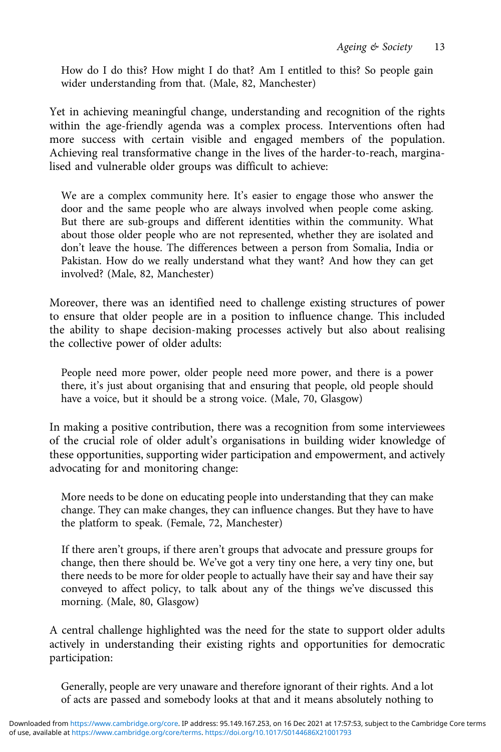> How do I do this? How might I do that? Am I entitled to this? So people gain wider understanding from that. (Male, 82, Manchester)

Yet in achieving meaningful change, understanding and recognition of the rights within the age-friendly agenda was a complex process. Interventions often had more success with certain visible and engaged members of the population. Achieving real transformative change in the lives of the harder-to-reach, marginalised and vulnerable older groups was difficult to achieve:

> We are a complex community here. It's easier to engage those who answer the door and the same people who are always involved when people come asking. But there are sub-groups and different identities within the community. What about those older people who are not represented, whether they are isolated and don't leave the house. The differences between a person from Somalia, India or Pakistan. How do we really understand what they want? And how they can get involved? (Male, 82, Manchester)

Moreover, there was an identified need to challenge existing structures of power to ensure that older people are in a position to influence change. This included the ability to shape decision-making processes actively but also about realising the collective power of older adults:

> People need more power, older people need more power, and there is a power there, it's just about organising that and ensuring that people, old people should have a voice, but it should be a strong voice. (Male, 70, Glasgow)

In making a positive contribution, there was a recognition from some interviewees of the crucial role of older adult's organisations in building wider knowledge of these opportunities, supporting wider participation and empowerment, and actively advocating for and monitoring change:

> More needs to be done on educating people into understanding that they can make change. They can make changes, they can influence changes. But they have to have the platform to speak. (Female, 72, Manchester)

> If there aren't groups, if there aren't groups that advocate and pressure groups for change, then there should be. We've got a very tiny one here, a very tiny one, but there needs to be more for older people to actually have their say and have their say conveyed to affect policy, to talk about any of the things we've discussed this morning. (Male, 80, Glasgow)

A central challenge highlighted was the need for the state to support older adults actively in understanding their existing rights and opportunities for democratic participation:

> Generally, people are very unaware and therefore ignorant of their rights. And a lot of acts are passed and somebody looks at that and it means absolutely nothing to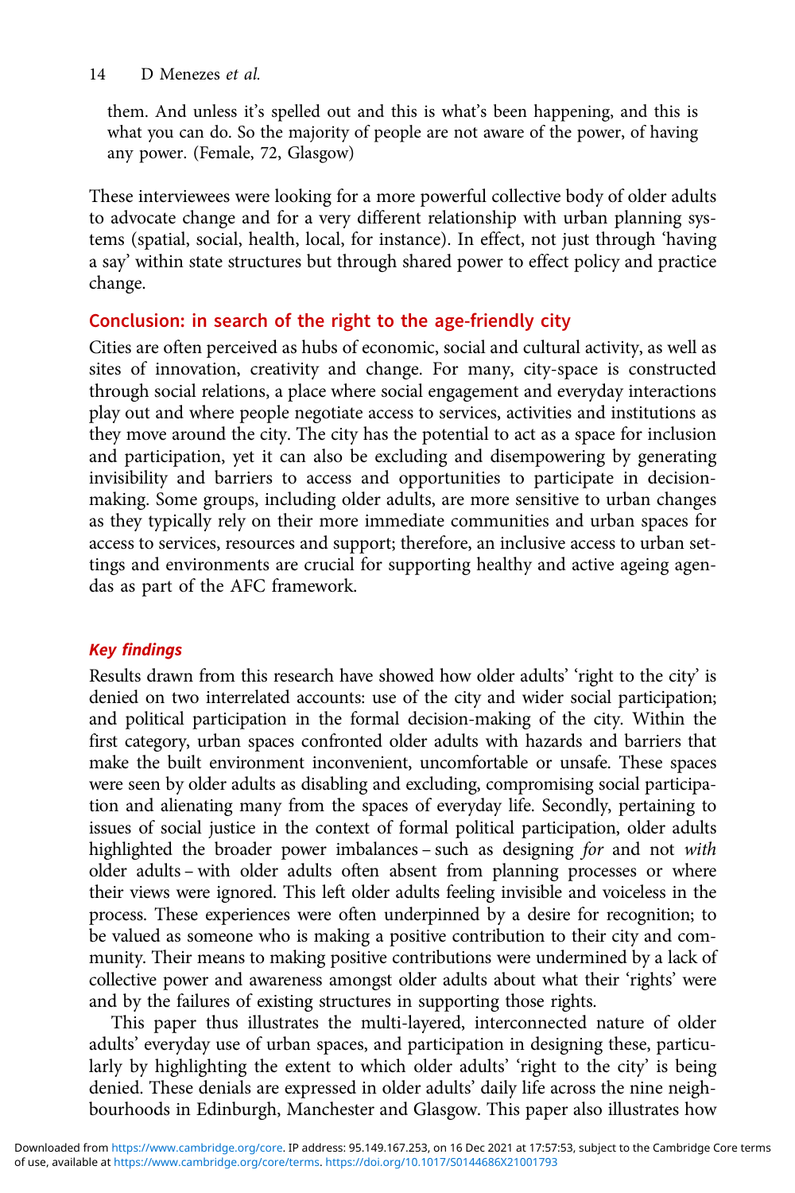them. And unless it's spelled out and this is what's been happening, and this is what you can do. So the majority of people are not aware of the power, of having any power. (Female, 72, Glasgow)

These interviewees were looking for a more powerful collective body of older adults to advocate change and for a very different relationship with urban planning systems (spatial, social, health, local, for instance). In effect, not just through 'having a say' within state structures but through shared power to effect policy and practice change.

## Conclusion: in search of the right to the age-friendly city

Cities are often perceived as hubs of economic, social and cultural activity, as well as sites of innovation, creativity and change. For many, city-space is constructed through social relations, a place where social engagement and everyday interactions play out and where people negotiate access to services, activities and institutions as they move around the city. The city has the potential to act as a space for inclusion and participation, yet it can also be excluding and disempowering by generating invisibility and barriers to access and opportunities to participate in decision-making. Some groups, including older adults, are more sensitive to urban changes as they typically rely on their more immediate communities and urban spaces for access to services, resources and support; therefore, an inclusive access to urban settings and environments are crucial for supporting healthy and active ageing agendas as part of the AFC framework.

### *Key findings*

Results drawn from this research have showed how older adults' 'right to the city' is denied on two interrelated accounts: use of the city and wider social participation; and political participation in the formal decision-making of the city. Within the first category, urban spaces confronted older adults with hazards and barriers that make the built environment inconvenient, uncomfortable or unsafe. These spaces were seen by older adults as disabling and excluding, compromising social participation and alienating many from the spaces of everyday life. Secondly, pertaining to issues of social justice in the context of formal political participation, older adults highlighted the broader power imbalances – such as designing *for* and not *with* older adults – with older adults often absent from planning processes or where their views were ignored. This left older adults feeling invisible and voiceless in the process. These experiences were often underpinned by a desire for recognition; to be valued as someone who is making a positive contribution to their city and community. Their means to making positive contributions were undermined by a lack of collective power and awareness amongst older adults about what their 'rights' were and by the failures of existing structures in supporting those rights.

This paper thus illustrates the multi-layered, interconnected nature of older adults' everyday use of urban spaces, and participation in designing these, particularly by highlighting the extent to which older adults' 'right to the city' is being denied. These denials are expressed in older adults' daily life across the nine neighbourhoods in Edinburgh, Manchester and Glasgow. This paper also illustrates how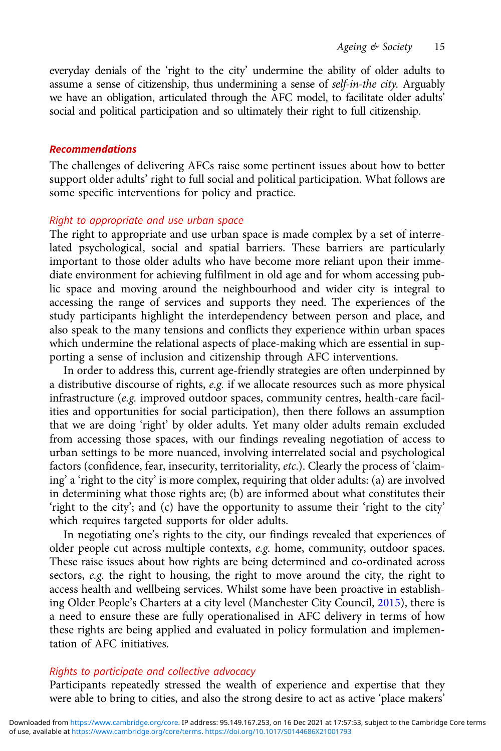everyday denials of the 'right to the city' undermine the ability of older adults to assume a sense of citizenship, thus undermining a sense of *self-in-the city.* Arguably we have an obligation, articulated through the AFC model, to facilitate older adults' social and political participation and so ultimately their right to full citizenship.

## Recommendations

The challenges of delivering AFCs raise some pertinent issues about how to better support older adults' right to full social and political participation. What follows are some specific interventions for policy and practice.

### Right to appropriate and use urban space

The right to appropriate and use urban space is made complex by a set of interrelated psychological, social and spatial barriers. These barriers are particularly important to those older adults who have become more reliant upon their immediate environment for achieving fulfilment in old age and for whom accessing public space and moving around the neighbourhood and wider city is integral to accessing the range of services and supports they need. The experiences of the study participants highlight the interdependency between person and place, and also speak to the many tensions and conflicts they experience within urban spaces which undermine the relational aspects of place-making which are essential in supporting a sense of inclusion and citizenship through AFC interventions.

In order to address this, current age-friendly strategies are often underpinned by a distributive discourse of rights, *e.g.* if we allocate resources such as more physical infrastructure (*e.g.* improved outdoor spaces, community centres, health-care facilities and opportunities for social participation), then there follows an assumption that we are doing 'right' by older adults. Yet many older adults remain excluded from accessing those spaces, with our findings revealing negotiation of access to urban settings to be more nuanced, involving interrelated social and psychological factors (confidence, fear, insecurity, territoriality, *etc.*). Clearly the process of 'claiming' a 'right to the city' is more complex, requiring that older adults: (a) are involved in determining what those rights are; (b) are informed about what constitutes their 'right to the city'; and (c) have the opportunity to assume their 'right to the city' which requires targeted supports for older adults.

In negotiating one's rights to the city, our findings revealed that experiences of older people cut across multiple contexts, *e.g.* home, community, outdoor spaces. These raise issues about how rights are being determined and co-ordinated across sectors, *e.g.* the right to housing, the right to move around the city, the right to access health and wellbeing services. Whilst some have been proactive in establishing Older People's Charters at a city level (Manchester City Council, 2015), there is a need to ensure these are fully operationalised in AFC delivery in terms of how these rights are being applied and evaluated in policy formulation and implementation of AFC initiatives.

### Rights to participate and collective advocacy

Participants repeatedly stressed the wealth of experience and expertise that they were able to bring to cities, and also the strong desire to act as active 'place makers'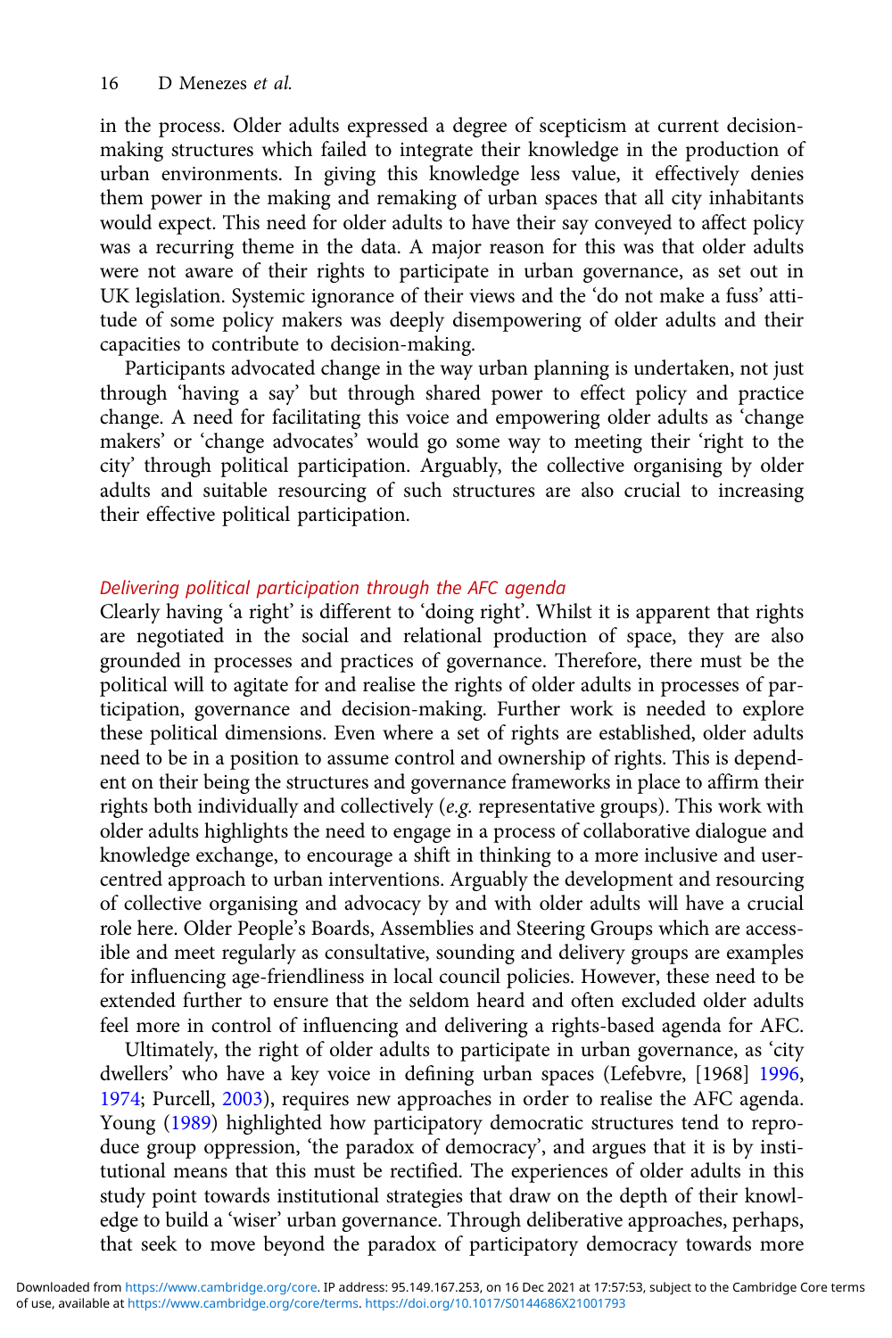in the process. Older adults expressed a degree of scepticism at current decision-making structures which failed to integrate their knowledge in the production of urban environments. In giving this knowledge less value, it effectively denies them power in the making and remaking of urban spaces that all city inhabitants would expect. This need for older adults to have their say conveyed to affect policy was a recurring theme in the data. A major reason for this was that older adults were not aware of their rights to participate in urban governance, as set out in UK legislation. Systemic ignorance of their views and the 'do not make a fuss' attitude of some policy makers was deeply disempowering of older adults and their capacities to contribute to decision-making.

Participants advocated change in the way urban planning is undertaken, not just through 'having a say' but through shared power to effect policy and practice change. A need for facilitating this voice and empowering older adults as 'change makers' or 'change advocates' would go some way to meeting their 'right to the city' through political participation. Arguably, the collective organising by older adults and suitable resourcing of such structures are also crucial to increasing their effective political participation.

### *Delivering political participation through the AFC agenda*

Clearly having 'a right' is different to 'doing right'. Whilst it is apparent that rights are negotiated in the social and relational production of space, they are also grounded in processes and practices of governance. Therefore, there must be the political will to agitate for and realise the rights of older adults in processes of participation, governance and decision-making. Further work is needed to explore these political dimensions. Even where a set of rights are established, older adults need to be in a position to assume control and ownership of rights. This is dependent on their being the structures and governance frameworks in place to affirm their rights both individually and collectively (*e.g.* representative groups). This work with older adults highlights the need to engage in a process of collaborative dialogue and knowledge exchange, to encourage a shift in thinking to a more inclusive and user-centred approach to urban interventions. Arguably the development and resourcing of collective organising and advocacy by and with older adults will have a crucial role here. Older People's Boards, Assemblies and Steering Groups which are accessible and meet regularly as consultative, sounding and delivery groups are examples for influencing age-friendliness in local council policies. However, these need to be extended further to ensure that the seldom heard and often excluded older adults feel more in control of influencing and delivering a rights-based agenda for AFC.

Ultimately, the right of older adults to participate in urban governance, as 'city dwellers' who have a key voice in defining urban spaces (Lefebvre, [1968] 1996, 1974; Purcell, 2003), requires new approaches in order to realise the AFC agenda. Young (1989) highlighted how participatory democratic structures tend to reproduce group oppression, 'the paradox of democracy', and argues that it is by institutional means that this must be rectified. The experiences of older adults in this study point towards institutional strategies that draw on the depth of their knowledge to build a 'wiser' urban governance. Through deliberative approaches, perhaps, that seek to move beyond the paradox of participatory democracy towards more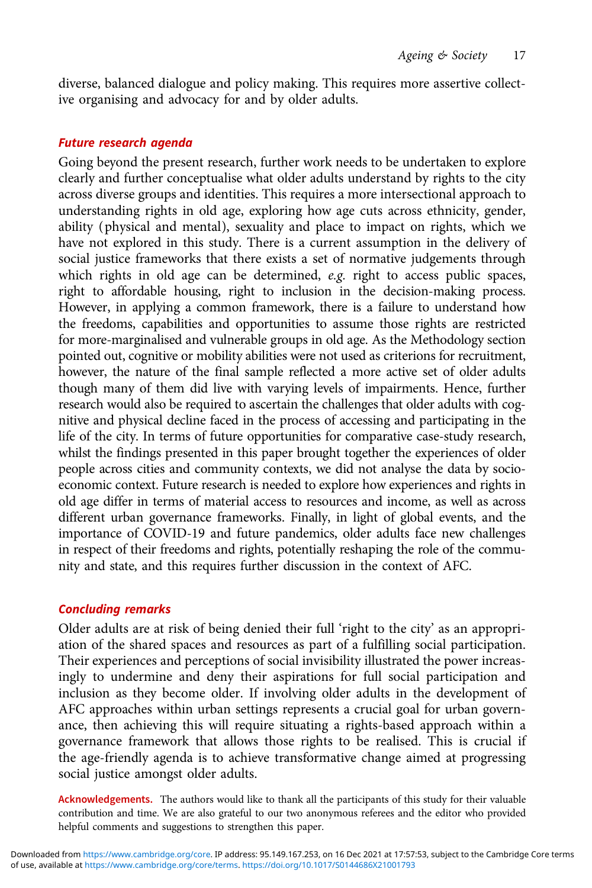diverse, balanced dialogue and policy making. This requires more assertive collective organising and advocacy for and by older adults.

### *Future research agenda*

Going beyond the present research, further work needs to be undertaken to explore clearly and further conceptualise what older adults understand by rights to the city across diverse groups and identities. This requires a more intersectional approach to understanding rights in old age, exploring how age cuts across ethnicity, gender, ability (physical and mental), sexuality and place to impact on rights, which we have not explored in this study. There is a current assumption in the delivery of social justice frameworks that there exists a set of normative judgements through which rights in old age can be determined, *e.g.* right to access public spaces, right to affordable housing, right to inclusion in the decision-making process. However, in applying a common framework, there is a failure to understand how the freedoms, capabilities and opportunities to assume those rights are restricted for more-marginalised and vulnerable groups in old age. As the Methodology section pointed out, cognitive or mobility abilities were not used as criterions for recruitment, however, the nature of the final sample reflected a more active set of older adults though many of them did live with varying levels of impairments. Hence, further research would also be required to ascertain the challenges that older adults with cognitive and physical decline faced in the process of accessing and participating in the life of the city. In terms of future opportunities for comparative case-study research, whilst the findings presented in this paper brought together the experiences of older people across cities and community contexts, we did not analyse the data by socio-economic context. Future research is needed to explore how experiences and rights in old age differ in terms of material access to resources and income, as well as across different urban governance frameworks. Finally, in light of global events, and the importance of COVID-19 and future pandemics, older adults face new challenges in respect of their freedoms and rights, potentially reshaping the role of the community and state, and this requires further discussion in the context of AFC.

### *Concluding remarks*

Older adults are at risk of being denied their full 'right to the city' as an appropriation of the shared spaces and resources as part of a fulfilling social participation. Their experiences and perceptions of social invisibility illustrated the power increasingly to undermine and deny their aspirations for full social participation and inclusion as they become older. If involving older adults in the development of AFC approaches within urban settings represents a crucial goal for urban governance, then achieving this will require situating a rights-based approach within a governance framework that allows those rights to be realised. This is crucial if the age-friendly agenda is to achieve transformative change aimed at progressing social justice amongst older adults.

**Acknowledgements.** The authors would like to thank all the participants of this study for their valuable contribution and time. We are also grateful to our two anonymous referees and the editor who provided helpful comments and suggestions to strengthen this paper.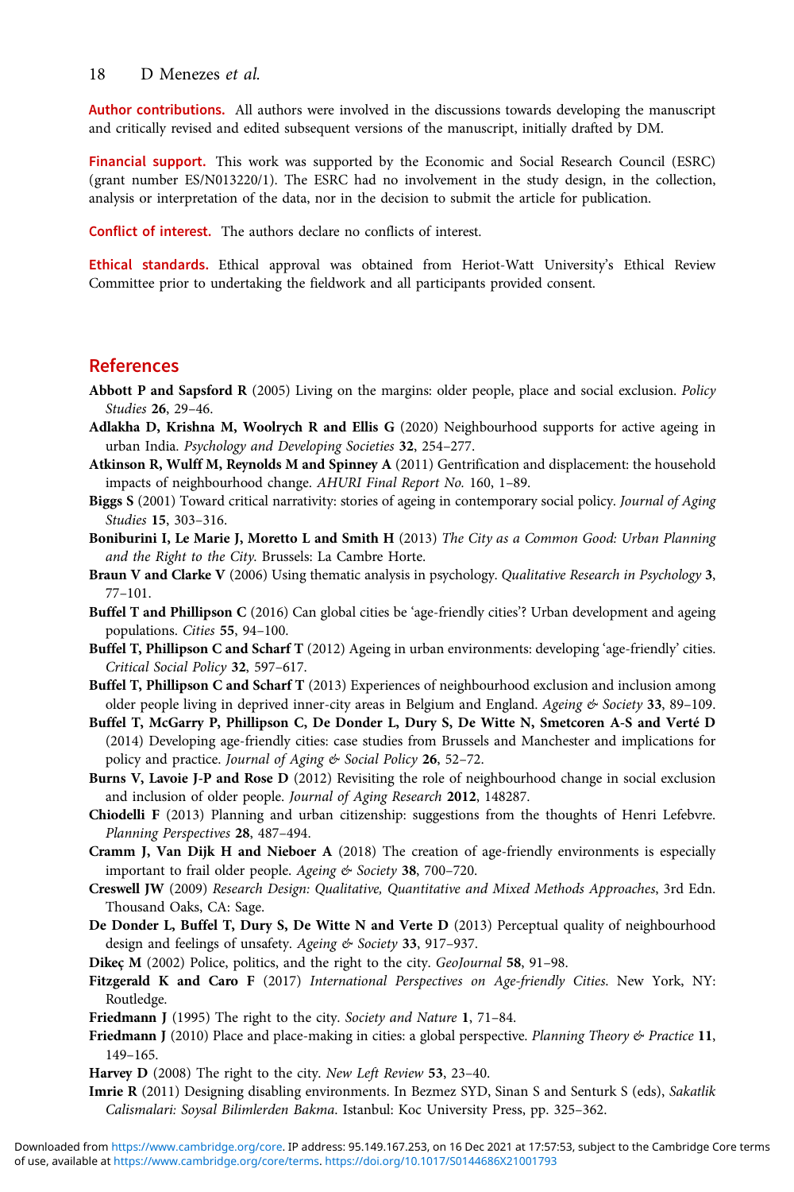**Author contributions.** All authors were involved in the discussions towards developing the manuscript and critically revised and edited subsequent versions of the manuscript, initially drafted by DM.

**Financial support.** This work was supported by the Economic and Social Research Council (ESRC) (grant number ES/N013220/1). The ESRC had no involvement in the study design, in the collection, analysis or interpretation of the data, nor in the decision to submit the article for publication.

**Conflict of interest.** The authors declare no conflicts of interest.

**Ethical standards.** Ethical approval was obtained from Heriot-Watt University's Ethical Review Committee prior to undertaking the fieldwork and all participants provided consent.

## References

**Abbott P and Sapsford R** (2005) Living on the margins: older people, place and social exclusion. *Policy Studies* **26**, 29–46.

**Adlakha D, Krishna M, Woolrych R and Ellis G** (2020) Neighbourhood supports for active ageing in urban India. *Psychology and Developing Societies* **32**, 254–277.

**Atkinson R, Wulff M, Reynolds M and Spinney A** (2011) Gentrification and displacement: the household impacts of neighbourhood change. *AHURI Final Report No.* 160, 1–89.

**Biggs S** (2001) Toward critical narrativity: stories of ageing in contemporary social policy. *Journal of Aging Studies* **15**, 303–316.

**Boniburini I, Le Marie J, Moretto L and Smith H** (2013) *The City as a Common Good: Urban Planning and the Right to the City*. Brussels: La Cambre Horte.

**Braun V and Clarke V** (2006) Using thematic analysis in psychology. *Qualitative Research in Psychology* **3**, 77–101.

**Buffel T and Phillipson C** (2016) Can global cities be 'age-friendly cities'? Urban development and ageing populations. *Cities* **55**, 94–100.

**Buffel T, Phillipson C and Scharf T** (2012) Ageing in urban environments: developing 'age-friendly' cities. *Critical Social Policy* **32**, 597–617.

**Buffel T, Phillipson C and Scharf T** (2013) Experiences of neighbourhood exclusion and inclusion among older people living in deprived inner-city areas in Belgium and England. *Ageing & Society* **33**, 89–109.

**Buffel T, McGarry P, Phillipson C, De Donder L, Dury S, De Witte N, Smetcoren A-S and Verté D** (2014) Developing age-friendly cities: case studies from Brussels and Manchester and implications for policy and practice. *Journal of Aging & Social Policy* **26**, 52–72.

**Burns V, Lavoie J-P and Rose D** (2012) Revisiting the role of neighbourhood change in social exclusion and inclusion of older people. *Journal of Aging Research* **2012**, 148287.

**Chiodelli F** (2013) Planning and urban citizenship: suggestions from the thoughts of Henri Lefebvre. *Planning Perspectives* **28**, 487–494.

**Cramm J, Van Dijk H and Nieboer A** (2018) The creation of age-friendly environments is especially important to frail older people. *Ageing & Society* **38**, 700–720.

**Creswell JW** (2009) *Research Design: Qualitative, Quantitative and Mixed Methods Approaches*, 3rd Edn. Thousand Oaks, CA: Sage.

**De Donder L, Buffel T, Dury S, De Witte N and Verte D** (2013) Perceptual quality of neighbourhood design and feelings of unsafety. *Ageing & Society* **33**, 917–937.

**Dikeç M** (2002) Police, politics, and the right to the city. *GeoJournal* **58**, 91–98.

**Fitzgerald K and Caro F** (2017) *International Perspectives on Age-friendly Cities*. New York, NY: Routledge.

**Friedmann J** (1995) The right to the city. *Society and Nature* **1**, 71–84.

**Friedmann J** (2010) Place and place-making in cities: a global perspective. *Planning Theory & Practice* **11**, 149–165.

**Harvey D** (2008) The right to the city. *New Left Review* **53**, 23–40.

**Imrie R** (2011) Designing disabling environments. In Bezmez SYD, Sinan S and Senturk S (eds), *Sakatlik Calismalari: Soysal Bilimlerden Bakma*. Istanbul: Koc University Press, pp. 325–362.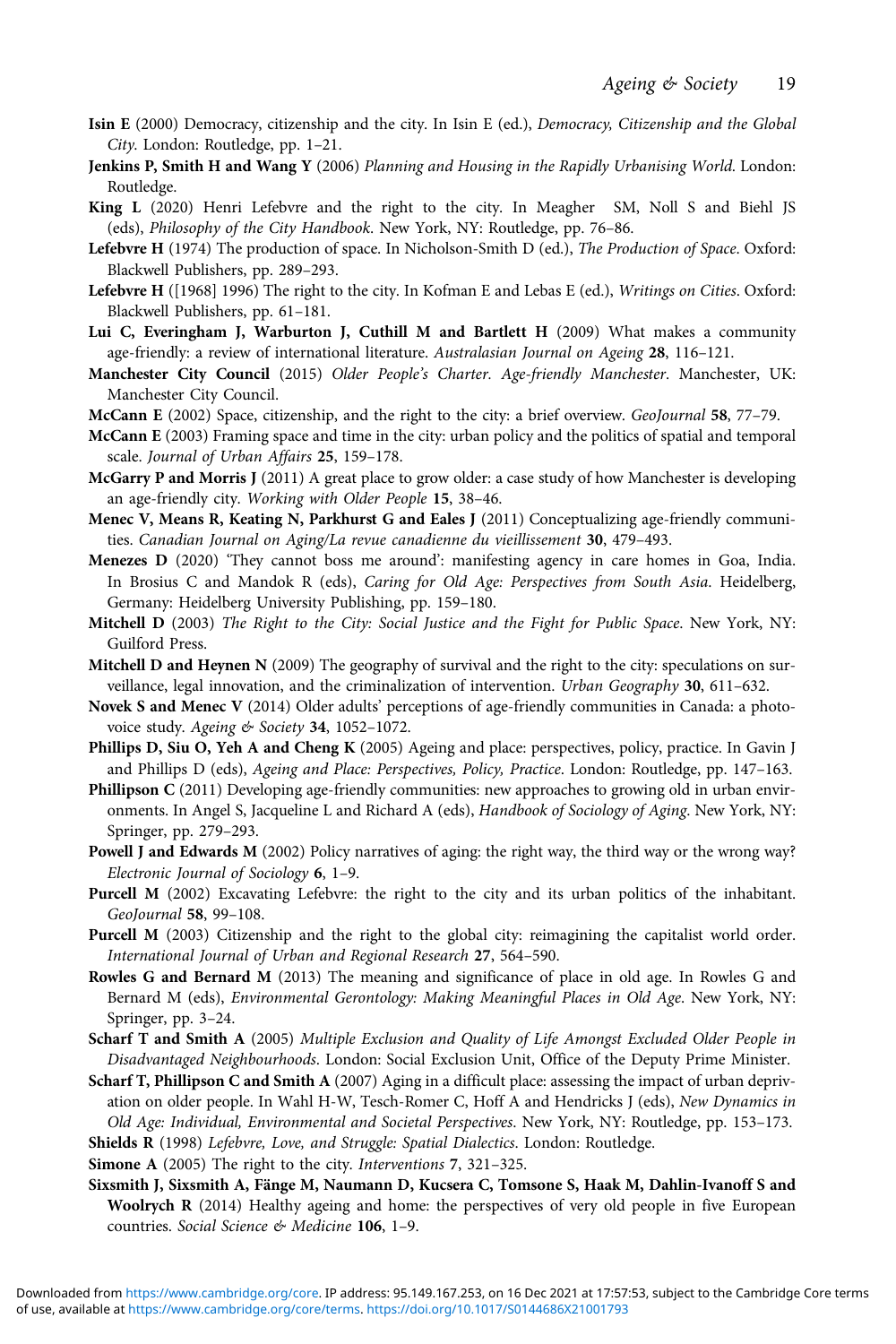**Isin E** (2000) Democracy, citizenship and the city. In Isin E (ed.), *Democracy, Citizenship and the Global City*. London: Routledge, pp. 1–21.

**Jenkins P, Smith H and Wang Y** (2006) *Planning and Housing in the Rapidly Urbanising World*. London: Routledge.

**King L** (2020) Henri Lefebvre and the right to the city. In Meagher SM, Noll S and Biehl JS (eds), *Philosophy of the City Handbook*. New York, NY: Routledge, pp. 76–86.

**Lefebvre H** (1974) The production of space. In Nicholson-Smith D (ed.), *The Production of Space*. Oxford: Blackwell Publishers, pp. 289–293.

**Lefebvre H** ([1968] 1996) The right to the city. In Kofman E and Lebas E (ed.), *Writings on Cities*. Oxford: Blackwell Publishers, pp. 61–181.

**Lui C, Everingham J, Warburton J, Cuthill M and Bartlett H** (2009) What makes a community age-friendly: a review of international literature. *Australasian Journal on Ageing* **28**, 116–121.

**Manchester City Council** (2015) *Older People's Charter. Age-friendly Manchester*. Manchester, UK: Manchester City Council.

**McCann E** (2002) Space, citizenship, and the right to the city: a brief overview. *GeoJournal* **58**, 77–79.

**McCann E** (2003) Framing space and time in the city: urban policy and the politics of spatial and temporal scale. *Journal of Urban Affairs* **25**, 159–178.

**McGarry P and Morris J** (2011) A great place to grow older: a case study of how Manchester is developing an age-friendly city. *Working with Older People* **15**, 38–46.

**Menec V, Means R, Keating N, Parkhurst G and Eales J** (2011) Conceptualizing age-friendly communities. *Canadian Journal on Aging/La revue canadienne du vieillissement* **30**, 479–493.

**Menezes D** (2020) 'They cannot boss me around': manifesting agency in care homes in Goa, India. In Brosius C and Mandok R (eds), *Caring for Old Age: Perspectives from South Asia*. Heidelberg, Germany: Heidelberg University Publishing, pp. 159–180.

**Mitchell D** (2003) *The Right to the City: Social Justice and the Fight for Public Space*. New York, NY: Guilford Press.

**Mitchell D and Heynen N** (2009) The geography of survival and the right to the city: speculations on surveillance, legal innovation, and the criminalization of intervention. *Urban Geography* **30**, 611–632.

**Novek S and Menec V** (2014) Older adults' perceptions of age-friendly communities in Canada: a photovoice study. *Ageing & Society* **34**, 1052–1072.

**Phillips D, Siu O, Yeh A and Cheng K** (2005) Ageing and place: perspectives, policy, practice. In Gavin J and Phillips D (eds), *Ageing and Place: Perspectives, Policy, Practice*. London: Routledge, pp. 147–163.

**Phillipson C** (2011) Developing age-friendly communities: new approaches to growing old in urban environments. In Angel S, Jacqueline L and Richard A (eds), *Handbook of Sociology of Aging*. New York, NY: Springer, pp. 279–293.

**Powell J and Edwards M** (2002) Policy narratives of aging: the right way, the third way or the wrong way? *Electronic Journal of Sociology* **6**, 1–9.

**Purcell M** (2002) Excavating Lefebvre: the right to the city and its urban politics of the inhabitant. *GeoJournal* **58**, 99–108.

**Purcell M** (2003) Citizenship and the right to the global city: reimagining the capitalist world order. *International Journal of Urban and Regional Research* **27**, 564–590.

**Rowles G and Bernard M** (2013) The meaning and significance of place in old age. In Rowles G and Bernard M (eds), *Environmental Gerontology: Making Meaningful Places in Old Age*. New York, NY: Springer, pp. 3–24.

**Scharf T and Smith A** (2005) *Multiple Exclusion and Quality of Life Amongst Excluded Older People in Disadvantaged Neighbourhoods*. London: Social Exclusion Unit, Office of the Deputy Prime Minister.

**Scharf T, Phillipson C and Smith A** (2007) Aging in a difficult place: assessing the impact of urban deprivation on older people. In Wahl H-W, Tesch-Romer C, Hoff A and Hendricks J (eds), *New Dynamics in Old Age: Individual, Environmental and Societal Perspectives*. New York, NY: Routledge, pp. 153–173.

**Shields R** (1998) *Lefebvre, Love, and Struggle: Spatial Dialectics*. London: Routledge.

**Simone A** (2005) The right to the city. *Interventions* **7**, 321–325.

**Sixsmith J, Sixsmith A, Fänge M, Naumann D, Kucsera C, Tomsone S, Haak M, Dahlin-Ivanoff S and Woolrych R** (2014) Healthy ageing and home: the perspectives of very old people in five European countries. *Social Science & Medicine* **106**, 1–9.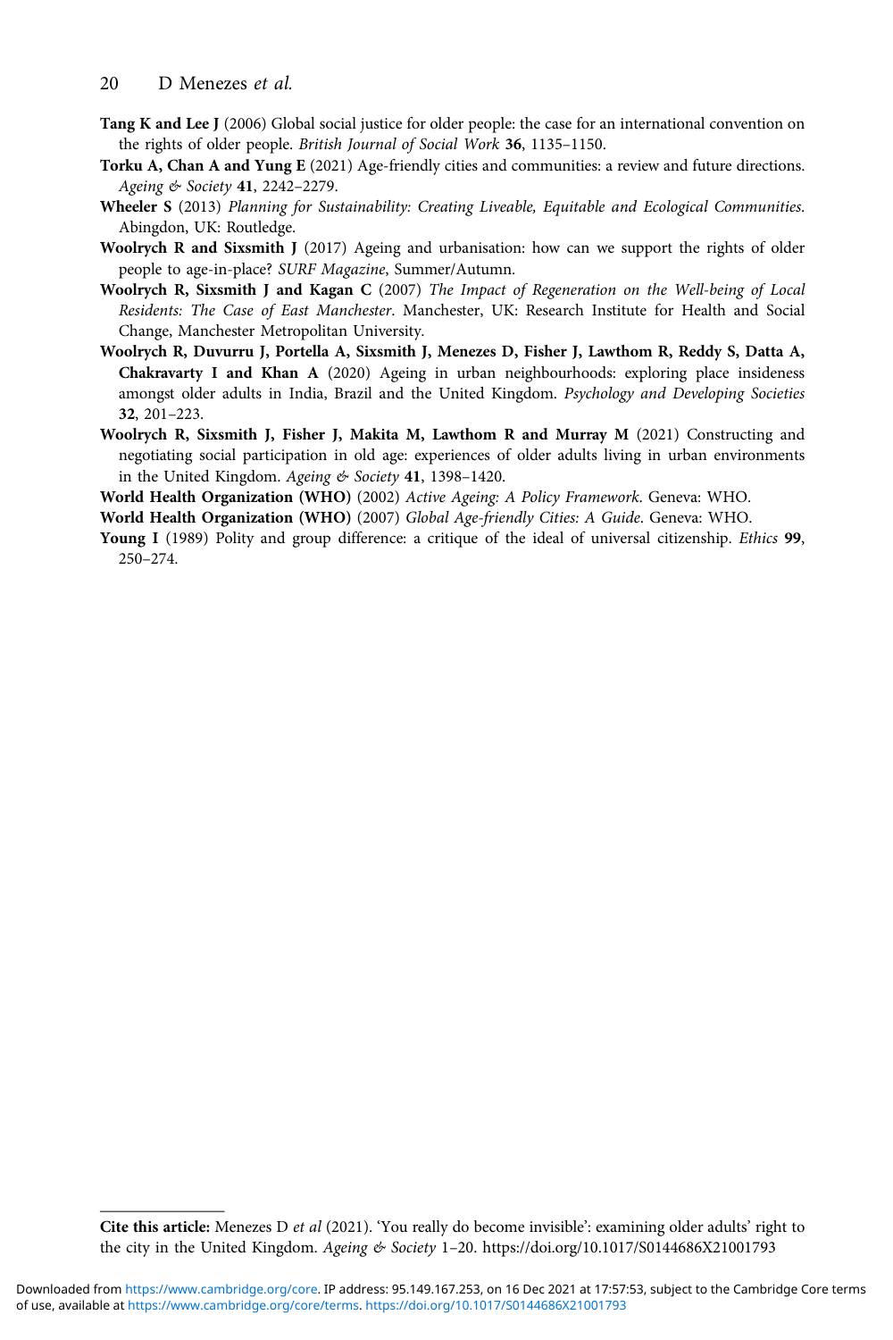**Tang K and Lee J** (2006) Global social justice for older people: the case for an international convention on the rights of older people. *British Journal of Social Work* **36**, 1135–1150.

**Torku A, Chan A and Yung E** (2021) Age-friendly cities and communities: a review and future directions. *Ageing & Society* **41**, 2242–2279.

**Wheeler S** (2013) *Planning for Sustainability: Creating Liveable, Equitable and Ecological Communities*. Abingdon, UK: Routledge.

**Woolrych R and Sixsmith J** (2017) Ageing and urbanisation: how can we support the rights of older people to age-in-place? *SURF Magazine*, Summer/Autumn.

**Woolrych R, Sixsmith J and Kagan C** (2007) *The Impact of Regeneration on the Well-being of Local Residents: The Case of East Manchester*. Manchester, UK: Research Institute for Health and Social Change, Manchester Metropolitan University.

**Woolrych R, Duvurru J, Portella A, Sixsmith J, Menezes D, Fisher J, Lawthom R, Reddy S, Datta A, Chakravarty I and Khan A** (2020) Ageing in urban neighbourhoods: exploring place insideness amongst older adults in India, Brazil and the United Kingdom. *Psychology and Developing Societies* **32**, 201–223.

**Woolrych R, Sixsmith J, Fisher J, Makita M, Lawthom R and Murray M** (2021) Constructing and negotiating social participation in old age: experiences of older adults living in urban environments in the United Kingdom. *Ageing & Society* **41**, 1398–1420.

**World Health Organization (WHO)** (2002) *Active Ageing: A Policy Framework*. Geneva: WHO.

**World Health Organization (WHO)** (2007) *Global Age-friendly Cities: A Guide*. Geneva: WHO.

**Young I** (1989) Polity and group difference: a critique of the ideal of universal citizenship. *Ethics* **99**, 250–274.

---

**Cite this article:** Menezes D *et al* (2021). 'You really do become invisible': examining older adults' right to the city in the United Kingdom. *Ageing & Society* 1–20. https://doi.org/10.1017/S0144686X21001793